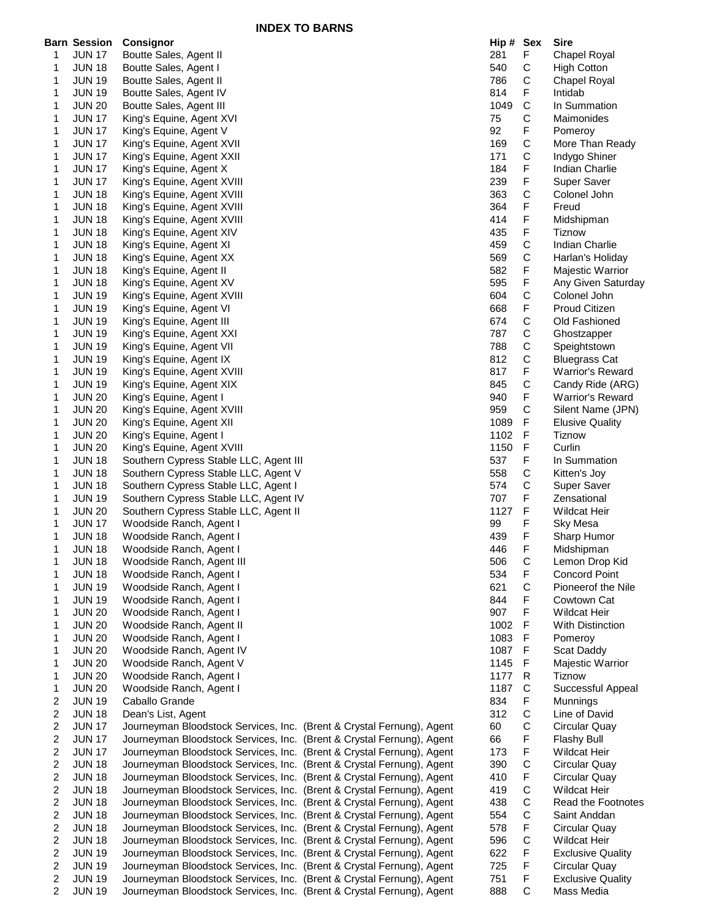# INDEX TO BARNS

| Barn | Session | Consignor | Hip # | Sex | Sire |
|---|---|---|---|---|---|
| 1 | JUN 17 | Boutte Sales, Agent II | 281 | F | Chapel Royal |
| 1 | JUN 18 | Boutte Sales, Agent I | 540 | C | High Cotton |
| 1 | JUN 19 | Boutte Sales, Agent II | 786 | C | Chapel Royal |
| 1 | JUN 19 | Boutte Sales, Agent IV | 814 | F | Intidab |
| 1 | JUN 20 | Boutte Sales, Agent III | 1049 | C | In Summation |
| 1 | JUN 17 | King's Equine, Agent XVI | 75 | C | Maimonides |
| 1 | JUN 17 | King's Equine, Agent V | 92 | F | Pomeroy |
| 1 | JUN 17 | King's Equine, Agent XVII | 169 | C | More Than Ready |
| 1 | JUN 17 | King's Equine, Agent XXII | 171 | C | Indygo Shiner |
| 1 | JUN 17 | King's Equine, Agent X | 184 | F | Indian Charlie |
| 1 | JUN 17 | King's Equine, Agent XVIII | 239 | F | Super Saver |
| 1 | JUN 18 | King's Equine, Agent XVIII | 363 | C | Colonel John |
| 1 | JUN 18 | King's Equine, Agent XVIII | 364 | F | Freud |
| 1 | JUN 18 | King's Equine, Agent XVIII | 414 | F | Midshipman |
| 1 | JUN 18 | King's Equine, Agent XIV | 435 | F | Tiznow |
| 1 | JUN 18 | King's Equine, Agent XI | 459 | C | Indian Charlie |
| 1 | JUN 18 | King's Equine, Agent XX | 569 | C | Harlan's Holiday |
| 1 | JUN 18 | King's Equine, Agent II | 582 | F | Majestic Warrior |
| 1 | JUN 18 | King's Equine, Agent XV | 595 | F | Any Given Saturday |
| 1 | JUN 19 | King's Equine, Agent XVIII | 604 | C | Colonel John |
| 1 | JUN 19 | King's Equine, Agent VI | 668 | F | Proud Citizen |
| 1 | JUN 19 | King's Equine, Agent III | 674 | C | Old Fashioned |
| 1 | JUN 19 | King's Equine, Agent XXI | 787 | C | Ghostzapper |
| 1 | JUN 19 | King's Equine, Agent VII | 788 | C | Speightstown |
| 1 | JUN 19 | King's Equine, Agent IX | 812 | C | Bluegrass Cat |
| 1 | JUN 19 | King's Equine, Agent XVIII | 817 | F | Warrior's Reward |
| 1 | JUN 19 | King's Equine, Agent XIX | 845 | C | Candy Ride (ARG) |
| 1 | JUN 20 | King's Equine, Agent I | 940 | F | Warrior's Reward |
| 1 | JUN 20 | King's Equine, Agent XVIII | 959 | C | Silent Name (JPN) |
| 1 | JUN 20 | King's Equine, Agent XII | 1089 | F | Elusive Quality |
| 1 | JUN 20 | King's Equine, Agent I | 1102 | F | Tiznow |
| 1 | JUN 20 | King's Equine, Agent XVIII | 1150 | F | Curlin |
| 1 | JUN 18 | Southern Cypress Stable LLC, Agent III | 537 | F | In Summation |
| 1 | JUN 18 | Southern Cypress Stable LLC, Agent V | 558 | C | Kitten's Joy |
| 1 | JUN 18 | Southern Cypress Stable LLC, Agent I | 574 | C | Super Saver |
| 1 | JUN 19 | Southern Cypress Stable LLC, Agent IV | 707 | F | Zensational |
| 1 | JUN 20 | Southern Cypress Stable LLC, Agent II | 1127 | F | Wildcat Heir |
| 1 | JUN 17 | Woodside Ranch, Agent I | 99 | F | Sky Mesa |
| 1 | JUN 18 | Woodside Ranch, Agent I | 439 | F | Sharp Humor |
| 1 | JUN 18 | Woodside Ranch, Agent I | 446 | F | Midshipman |
| 1 | JUN 18 | Woodside Ranch, Agent III | 506 | C | Lemon Drop Kid |
| 1 | JUN 18 | Woodside Ranch, Agent I | 534 | F | Concord Point |
| 1 | JUN 19 | Woodside Ranch, Agent I | 621 | C | Pioneerof the Nile |
| 1 | JUN 19 | Woodside Ranch, Agent I | 844 | F | Cowtown Cat |
| 1 | JUN 20 | Woodside Ranch, Agent I | 907 | F | Wildcat Heir |
| 1 | JUN 20 | Woodside Ranch, Agent II | 1002 | F | With Distinction |
| 1 | JUN 20 | Woodside Ranch, Agent I | 1083 | F | Pomeroy |
| 1 | JUN 20 | Woodside Ranch, Agent IV | 1087 | F | Scat Daddy |
| 1 | JUN 20 | Woodside Ranch, Agent V | 1145 | F | Majestic Warrior |
| 1 | JUN 20 | Woodside Ranch, Agent I | 1177 | R | Tiznow |
| 1 | JUN 20 | Woodside Ranch, Agent I | 1187 | C | Successful Appeal |
| 2 | JUN 19 | Caballo Grande | 834 | F | Munnings |
| 2 | JUN 18 | Dean's List, Agent | 312 | C | Line of David |
| 2 | JUN 17 | Journeyman Bloodstock Services, Inc. (Brent & Crystal Fernung), Agent | 60 | C | Circular Quay |
| 2 | JUN 17 | Journeyman Bloodstock Services, Inc. (Brent & Crystal Fernung), Agent | 66 | F | Flashy Bull |
| 2 | JUN 17 | Journeyman Bloodstock Services, Inc. (Brent & Crystal Fernung), Agent | 173 | F | Wildcat Heir |
| 2 | JUN 18 | Journeyman Bloodstock Services, Inc. (Brent & Crystal Fernung), Agent | 390 | C | Circular Quay |
| 2 | JUN 18 | Journeyman Bloodstock Services, Inc. (Brent & Crystal Fernung), Agent | 410 | F | Circular Quay |
| 2 | JUN 18 | Journeyman Bloodstock Services, Inc. (Brent & Crystal Fernung), Agent | 419 | C | Wildcat Heir |
| 2 | JUN 18 | Journeyman Bloodstock Services, Inc. (Brent & Crystal Fernung), Agent | 438 | C | Read the Footnotes |
| 2 | JUN 18 | Journeyman Bloodstock Services, Inc. (Brent & Crystal Fernung), Agent | 554 | C | Saint Anddan |
| 2 | JUN 18 | Journeyman Bloodstock Services, Inc. (Brent & Crystal Fernung), Agent | 578 | F | Circular Quay |
| 2 | JUN 18 | Journeyman Bloodstock Services, Inc. (Brent & Crystal Fernung), Agent | 596 | C | Wildcat Heir |
| 2 | JUN 19 | Journeyman Bloodstock Services, Inc. (Brent & Crystal Fernung), Agent | 622 | F | Exclusive Quality |
| 2 | JUN 19 | Journeyman Bloodstock Services, Inc. (Brent & Crystal Fernung), Agent | 725 | F | Circular Quay |
| 2 | JUN 19 | Journeyman Bloodstock Services, Inc. (Brent & Crystal Fernung), Agent | 751 | F | Exclusive Quality |
| 2 | JUN 19 | Journeyman Bloodstock Services, Inc. (Brent & Crystal Fernung), Agent | 888 | C | Mass Media |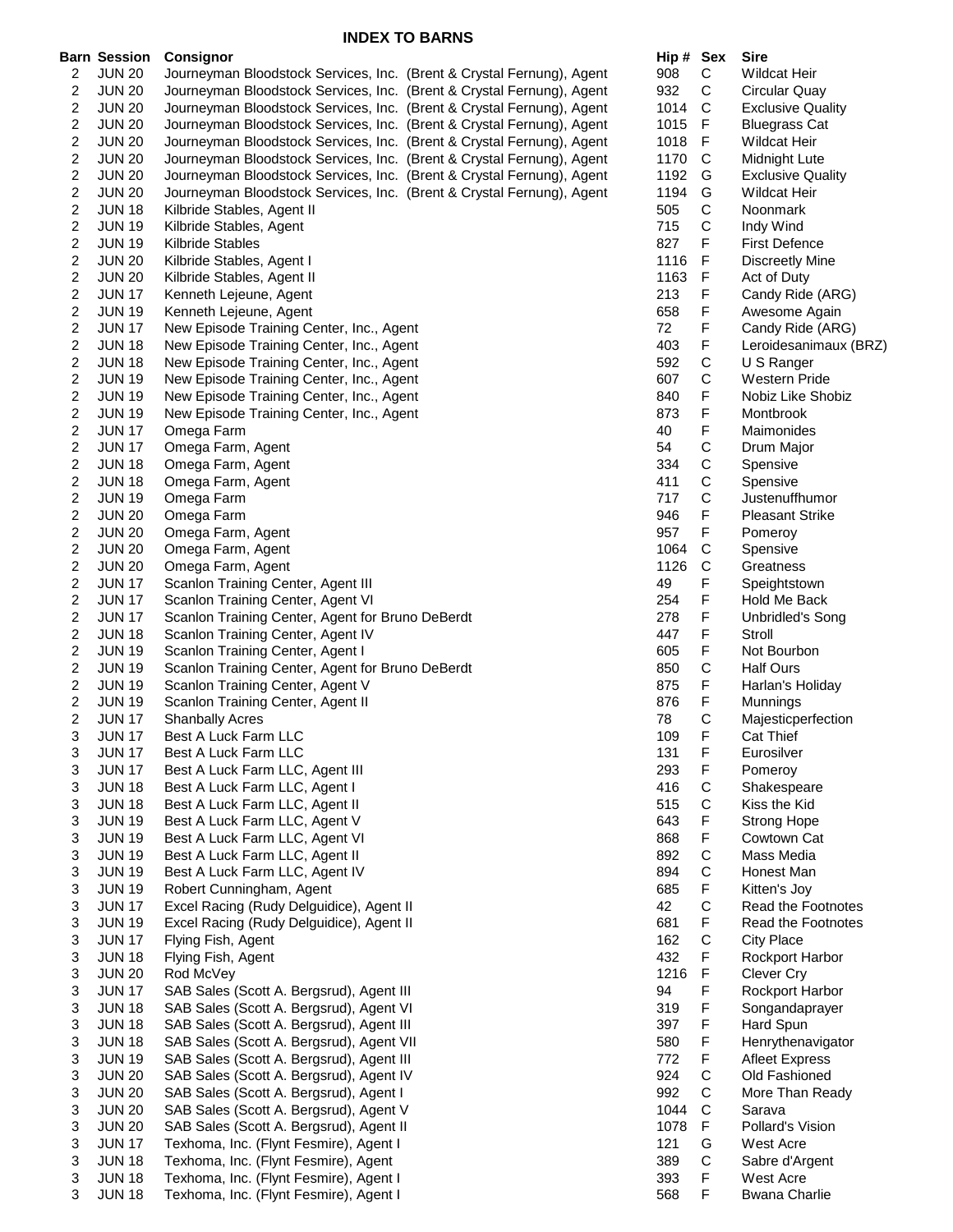## INDEX TO BARNS

| Barn | Session | Consignor | Hip # | Sex | Sire |
|---|---|---|---|---|---|
| 2 | JUN 20 | Journeyman Bloodstock Services, Inc. (Brent & Crystal Fernung), Agent | 908 | C | Wildcat Heir |
| 2 | JUN 20 | Journeyman Bloodstock Services, Inc. (Brent & Crystal Fernung), Agent | 932 | C | Circular Quay |
| 2 | JUN 20 | Journeyman Bloodstock Services, Inc. (Brent & Crystal Fernung), Agent | 1014 | C | Exclusive Quality |
| 2 | JUN 20 | Journeyman Bloodstock Services, Inc. (Brent & Crystal Fernung), Agent | 1015 | F | Bluegrass Cat |
| 2 | JUN 20 | Journeyman Bloodstock Services, Inc. (Brent & Crystal Fernung), Agent | 1018 | F | Wildcat Heir |
| 2 | JUN 20 | Journeyman Bloodstock Services, Inc. (Brent & Crystal Fernung), Agent | 1170 | C | Midnight Lute |
| 2 | JUN 20 | Journeyman Bloodstock Services, Inc. (Brent & Crystal Fernung), Agent | 1192 | G | Exclusive Quality |
| 2 | JUN 20 | Journeyman Bloodstock Services, Inc. (Brent & Crystal Fernung), Agent | 1194 | G | Wildcat Heir |
| 2 | JUN 18 | Kilbride Stables, Agent II | 505 | C | Noonmark |
| 2 | JUN 19 | Kilbride Stables, Agent | 715 | C | Indy Wind |
| 2 | JUN 19 | Kilbride Stables | 827 | F | First Defence |
| 2 | JUN 20 | Kilbride Stables, Agent I | 1116 | F | Discreetly Mine |
| 2 | JUN 20 | Kilbride Stables, Agent II | 1163 | F | Act of Duty |
| 2 | JUN 17 | Kenneth Lejeune, Agent | 213 | F | Candy Ride (ARG) |
| 2 | JUN 19 | Kenneth Lejeune, Agent | 658 | F | Awesome Again |
| 2 | JUN 17 | New Episode Training Center, Inc., Agent | 72 | F | Candy Ride (ARG) |
| 2 | JUN 18 | New Episode Training Center, Inc., Agent | 403 | F | Leroidesanimaux (BRZ) |
| 2 | JUN 18 | New Episode Training Center, Inc., Agent | 592 | C | U S Ranger |
| 2 | JUN 19 | New Episode Training Center, Inc., Agent | 607 | C | Western Pride |
| 2 | JUN 19 | New Episode Training Center, Inc., Agent | 840 | F | Nobiz Like Shobiz |
| 2 | JUN 19 | New Episode Training Center, Inc., Agent | 873 | F | Montbrook |
| 2 | JUN 17 | Omega Farm | 40 | F | Maimonides |
| 2 | JUN 17 | Omega Farm, Agent | 54 | C | Drum Major |
| 2 | JUN 18 | Omega Farm, Agent | 334 | C | Spensive |
| 2 | JUN 18 | Omega Farm, Agent | 411 | C | Spensive |
| 2 | JUN 19 | Omega Farm | 717 | C | Justenuffhumor |
| 2 | JUN 20 | Omega Farm | 946 | F | Pleasant Strike |
| 2 | JUN 20 | Omega Farm, Agent | 957 | F | Pomeroy |
| 2 | JUN 20 | Omega Farm, Agent | 1064 | C | Spensive |
| 2 | JUN 20 | Omega Farm, Agent | 1126 | C | Greatness |
| 2 | JUN 17 | Scanlon Training Center, Agent III | 49 | F | Speightstown |
| 2 | JUN 17 | Scanlon Training Center, Agent VI | 254 | F | Hold Me Back |
| 2 | JUN 17 | Scanlon Training Center, Agent for Bruno DeBerdt | 278 | F | Unbridled's Song |
| 2 | JUN 18 | Scanlon Training Center, Agent IV | 447 | F | Stroll |
| 2 | JUN 19 | Scanlon Training Center, Agent I | 605 | F | Not Bourbon |
| 2 | JUN 19 | Scanlon Training Center, Agent for Bruno DeBerdt | 850 | C | Half Ours |
| 2 | JUN 19 | Scanlon Training Center, Agent V | 875 | F | Harlan's Holiday |
| 2 | JUN 19 | Scanlon Training Center, Agent II | 876 | F | Munnings |
| 2 | JUN 17 | Shanbally Acres | 78 | C | Majesticperfection |
| 3 | JUN 17 | Best A Luck Farm LLC | 109 | F | Cat Thief |
| 3 | JUN 17 | Best A Luck Farm LLC | 131 | F | Eurosilver |
| 3 | JUN 17 | Best A Luck Farm LLC, Agent III | 293 | F | Pomeroy |
| 3 | JUN 18 | Best A Luck Farm LLC, Agent I | 416 | C | Shakespeare |
| 3 | JUN 18 | Best A Luck Farm LLC, Agent II | 515 | C | Kiss the Kid |
| 3 | JUN 19 | Best A Luck Farm LLC, Agent V | 643 | F | Strong Hope |
| 3 | JUN 19 | Best A Luck Farm LLC, Agent VI | 868 | F | Cowtown Cat |
| 3 | JUN 19 | Best A Luck Farm LLC, Agent II | 892 | C | Mass Media |
| 3 | JUN 19 | Best A Luck Farm LLC, Agent IV | 894 | C | Honest Man |
| 3 | JUN 19 | Robert Cunningham, Agent | 685 | F | Kitten's Joy |
| 3 | JUN 17 | Excel Racing (Rudy Delguidice), Agent II | 42 | C | Read the Footnotes |
| 3 | JUN 19 | Excel Racing (Rudy Delguidice), Agent II | 681 | F | Read the Footnotes |
| 3 | JUN 17 | Flying Fish, Agent | 162 | C | City Place |
| 3 | JUN 18 | Flying Fish, Agent | 432 | F | Rockport Harbor |
| 3 | JUN 20 | Rod McVey | 1216 | F | Clever Cry |
| 3 | JUN 17 | SAB Sales (Scott A. Bergsrud), Agent III | 94 | F | Rockport Harbor |
| 3 | JUN 18 | SAB Sales (Scott A. Bergsrud), Agent VI | 319 | F | Songandaprayer |
| 3 | JUN 18 | SAB Sales (Scott A. Bergsrud), Agent III | 397 | F | Hard Spun |
| 3 | JUN 18 | SAB Sales (Scott A. Bergsrud), Agent VII | 580 | F | Henrythenavigator |
| 3 | JUN 19 | SAB Sales (Scott A. Bergsrud), Agent III | 772 | F | Afleet Express |
| 3 | JUN 20 | SAB Sales (Scott A. Bergsrud), Agent IV | 924 | C | Old Fashioned |
| 3 | JUN 20 | SAB Sales (Scott A. Bergsrud), Agent I | 992 | C | More Than Ready |
| 3 | JUN 20 | SAB Sales (Scott A. Bergsrud), Agent V | 1044 | C | Sarava |
| 3 | JUN 20 | SAB Sales (Scott A. Bergsrud), Agent II | 1078 | F | Pollard's Vision |
| 3 | JUN 17 | Texhoma, Inc. (Flynt Fesmire), Agent I | 121 | G | West Acre |
| 3 | JUN 18 | Texhoma, Inc. (Flynt Fesmire), Agent | 389 | C | Sabre d'Argent |
| 3 | JUN 18 | Texhoma, Inc. (Flynt Fesmire), Agent I | 393 | F | West Acre |
| 3 | JUN 18 | Texhoma, Inc. (Flynt Fesmire), Agent I | 568 | F | Bwana Charlie |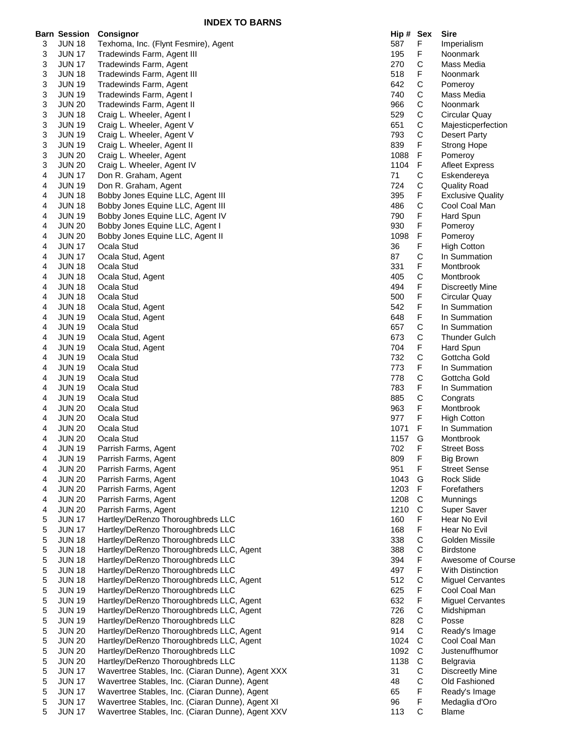# INDEX TO BARNS

| Barn | Session | Consignor | Hip # | Sex | Sire |
|---|---|---|---|---|---|
| 3 | JUN 18 | Texhoma, Inc. (Flynt Fesmire), Agent | 587 | F | Imperialism |
| 3 | JUN 17 | Tradewinds Farm, Agent III | 195 | F | Noonmark |
| 3 | JUN 17 | Tradewinds Farm, Agent | 270 | C | Mass Media |
| 3 | JUN 18 | Tradewinds Farm, Agent III | 518 | F | Noonmark |
| 3 | JUN 19 | Tradewinds Farm, Agent | 642 | C | Pomeroy |
| 3 | JUN 19 | Tradewinds Farm, Agent I | 740 | C | Mass Media |
| 3 | JUN 20 | Tradewinds Farm, Agent II | 966 | C | Noonmark |
| 3 | JUN 18 | Craig L. Wheeler, Agent I | 529 | C | Circular Quay |
| 3 | JUN 19 | Craig L. Wheeler, Agent V | 651 | C | Majesticperfection |
| 3 | JUN 19 | Craig L. Wheeler, Agent V | 793 | C | Desert Party |
| 3 | JUN 19 | Craig L. Wheeler, Agent II | 839 | F | Strong Hope |
| 3 | JUN 20 | Craig L. Wheeler, Agent | 1088 | F | Pomeroy |
| 3 | JUN 20 | Craig L. Wheeler, Agent IV | 1104 | F | Afleet Express |
| 4 | JUN 17 | Don R. Graham, Agent | 71 | C | Eskendereya |
| 4 | JUN 19 | Don R. Graham, Agent | 724 | C | Quality Road |
| 4 | JUN 18 | Bobby Jones Equine LLC, Agent III | 395 | F | Exclusive Quality |
| 4 | JUN 18 | Bobby Jones Equine LLC, Agent III | 486 | C | Cool Coal Man |
| 4 | JUN 19 | Bobby Jones Equine LLC, Agent IV | 790 | F | Hard Spun |
| 4 | JUN 20 | Bobby Jones Equine LLC, Agent I | 930 | F | Pomeroy |
| 4 | JUN 20 | Bobby Jones Equine LLC, Agent II | 1098 | F | Pomeroy |
| 4 | JUN 17 | Ocala Stud | 36 | F | High Cotton |
| 4 | JUN 17 | Ocala Stud, Agent | 87 | C | In Summation |
| 4 | JUN 18 | Ocala Stud | 331 | F | Montbrook |
| 4 | JUN 18 | Ocala Stud, Agent | 405 | C | Montbrook |
| 4 | JUN 18 | Ocala Stud | 494 | F | Discreetly Mine |
| 4 | JUN 18 | Ocala Stud | 500 | F | Circular Quay |
| 4 | JUN 18 | Ocala Stud, Agent | 542 | F | In Summation |
| 4 | JUN 19 | Ocala Stud, Agent | 648 | F | In Summation |
| 4 | JUN 19 | Ocala Stud | 657 | C | In Summation |
| 4 | JUN 19 | Ocala Stud, Agent | 673 | C | Thunder Gulch |
| 4 | JUN 19 | Ocala Stud, Agent | 704 | F | Hard Spun |
| 4 | JUN 19 | Ocala Stud | 732 | C | Gottcha Gold |
| 4 | JUN 19 | Ocala Stud | 773 | F | In Summation |
| 4 | JUN 19 | Ocala Stud | 778 | C | Gottcha Gold |
| 4 | JUN 19 | Ocala Stud | 783 | F | In Summation |
| 4 | JUN 19 | Ocala Stud | 885 | C | Congrats |
| 4 | JUN 20 | Ocala Stud | 963 | F | Montbrook |
| 4 | JUN 20 | Ocala Stud | 977 | F | High Cotton |
| 4 | JUN 20 | Ocala Stud | 1071 | F | In Summation |
| 4 | JUN 20 | Ocala Stud | 1157 | G | Montbrook |
| 4 | JUN 19 | Parrish Farms, Agent | 702 | F | Street Boss |
| 4 | JUN 19 | Parrish Farms, Agent | 809 | F | Big Brown |
| 4 | JUN 20 | Parrish Farms, Agent | 951 | F | Street Sense |
| 4 | JUN 20 | Parrish Farms, Agent | 1043 | G | Rock Slide |
| 4 | JUN 20 | Parrish Farms, Agent | 1203 | F | Forefathers |
| 4 | JUN 20 | Parrish Farms, Agent | 1208 | C | Munnings |
| 4 | JUN 20 | Parrish Farms, Agent | 1210 | C | Super Saver |
| 5 | JUN 17 | Hartley/DeRenzo Thoroughbreds LLC | 160 | F | Hear No Evil |
| 5 | JUN 17 | Hartley/DeRenzo Thoroughbreds LLC | 168 | F | Hear No Evil |
| 5 | JUN 18 | Hartley/DeRenzo Thoroughbreds LLC | 338 | C | Golden Missile |
| 5 | JUN 18 | Hartley/DeRenzo Thoroughbreds LLC, Agent | 388 | C | Birdstone |
| 5 | JUN 18 | Hartley/DeRenzo Thoroughbreds LLC | 394 | F | Awesome of Course |
| 5 | JUN 18 | Hartley/DeRenzo Thoroughbreds LLC | 497 | F | With Distinction |
| 5 | JUN 18 | Hartley/DeRenzo Thoroughbreds LLC, Agent | 512 | C | Miguel Cervantes |
| 5 | JUN 19 | Hartley/DeRenzo Thoroughbreds LLC | 625 | F | Cool Coal Man |
| 5 | JUN 19 | Hartley/DeRenzo Thoroughbreds LLC, Agent | 632 | F | Miguel Cervantes |
| 5 | JUN 19 | Hartley/DeRenzo Thoroughbreds LLC, Agent | 726 | C | Midshipman |
| 5 | JUN 19 | Hartley/DeRenzo Thoroughbreds LLC | 828 | C | Posse |
| 5 | JUN 20 | Hartley/DeRenzo Thoroughbreds LLC, Agent | 914 | C | Ready's Image |
| 5 | JUN 20 | Hartley/DeRenzo Thoroughbreds LLC, Agent | 1024 | C | Cool Coal Man |
| 5 | JUN 20 | Hartley/DeRenzo Thoroughbreds LLC | 1092 | C | Justenuffhumor |
| 5 | JUN 20 | Hartley/DeRenzo Thoroughbreds LLC | 1138 | C | Belgravia |
| 5 | JUN 17 | Wavertree Stables, Inc. (Ciaran Dunne), Agent XXX | 31 | C | Discreetly Mine |
| 5 | JUN 17 | Wavertree Stables, Inc. (Ciaran Dunne), Agent | 48 | C | Old Fashioned |
| 5 | JUN 17 | Wavertree Stables, Inc. (Ciaran Dunne), Agent | 65 | F | Ready's Image |
| 5 | JUN 17 | Wavertree Stables, Inc. (Ciaran Dunne), Agent XI | 96 | F | Medaglia d'Oro |
| 5 | JUN 17 | Wavertree Stables, Inc. (Ciaran Dunne), Agent XXV | 113 | C | Blame |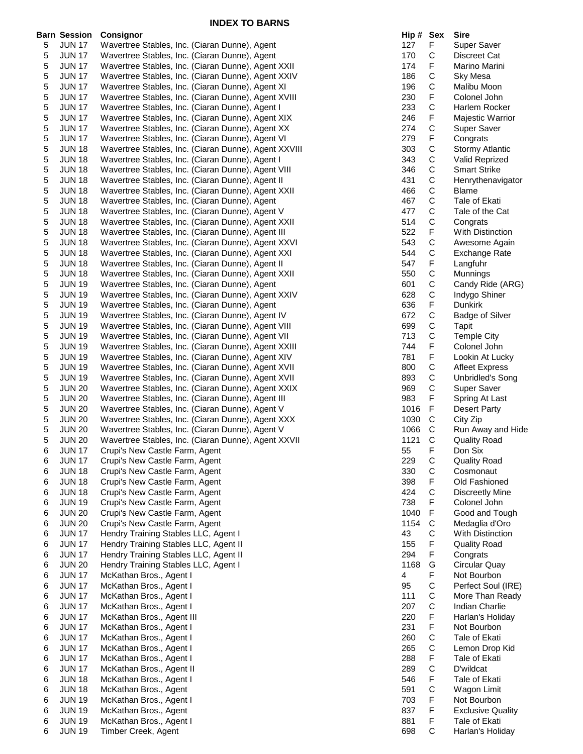# INDEX TO BARNS

| Barn | Session | Consignor | Hip # | Sex | Sire |
|---|---|---|---|---|---|
| 5 | JUN 17 | Wavertree Stables, Inc. (Ciaran Dunne), Agent | 127 | F | Super Saver |
| 5 | JUN 17 | Wavertree Stables, Inc. (Ciaran Dunne), Agent | 170 | C | Discreet Cat |
| 5 | JUN 17 | Wavertree Stables, Inc. (Ciaran Dunne), Agent XXII | 174 | F | Marino Marini |
| 5 | JUN 17 | Wavertree Stables, Inc. (Ciaran Dunne), Agent XXIV | 186 | C | Sky Mesa |
| 5 | JUN 17 | Wavertree Stables, Inc. (Ciaran Dunne), Agent XI | 196 | C | Malibu Moon |
| 5 | JUN 17 | Wavertree Stables, Inc. (Ciaran Dunne), Agent XVIII | 230 | F | Colonel John |
| 5 | JUN 17 | Wavertree Stables, Inc. (Ciaran Dunne), Agent I | 233 | C | Harlem Rocker |
| 5 | JUN 17 | Wavertree Stables, Inc. (Ciaran Dunne), Agent XIX | 246 | F | Majestic Warrior |
| 5 | JUN 17 | Wavertree Stables, Inc. (Ciaran Dunne), Agent XX | 274 | C | Super Saver |
| 5 | JUN 17 | Wavertree Stables, Inc. (Ciaran Dunne), Agent VI | 279 | F | Congrats |
| 5 | JUN 18 | Wavertree Stables, Inc. (Ciaran Dunne), Agent XXVIII | 303 | C | Stormy Atlantic |
| 5 | JUN 18 | Wavertree Stables, Inc. (Ciaran Dunne), Agent I | 343 | C | Valid Reprized |
| 5 | JUN 18 | Wavertree Stables, Inc. (Ciaran Dunne), Agent VIII | 346 | C | Smart Strike |
| 5 | JUN 18 | Wavertree Stables, Inc. (Ciaran Dunne), Agent II | 431 | C | Henrythenavigator |
| 5 | JUN 18 | Wavertree Stables, Inc. (Ciaran Dunne), Agent XXII | 466 | C | Blame |
| 5 | JUN 18 | Wavertree Stables, Inc. (Ciaran Dunne), Agent | 467 | C | Tale of Ekati |
| 5 | JUN 18 | Wavertree Stables, Inc. (Ciaran Dunne), Agent V | 477 | C | Tale of the Cat |
| 5 | JUN 18 | Wavertree Stables, Inc. (Ciaran Dunne), Agent XXII | 514 | C | Congrats |
| 5 | JUN 18 | Wavertree Stables, Inc. (Ciaran Dunne), Agent III | 522 | F | With Distinction |
| 5 | JUN 18 | Wavertree Stables, Inc. (Ciaran Dunne), Agent XXVI | 543 | C | Awesome Again |
| 5 | JUN 18 | Wavertree Stables, Inc. (Ciaran Dunne), Agent XXI | 544 | C | Exchange Rate |
| 5 | JUN 18 | Wavertree Stables, Inc. (Ciaran Dunne), Agent II | 547 | F | Langfuhr |
| 5 | JUN 18 | Wavertree Stables, Inc. (Ciaran Dunne), Agent XXII | 550 | C | Munnings |
| 5 | JUN 19 | Wavertree Stables, Inc. (Ciaran Dunne), Agent | 601 | C | Candy Ride (ARG) |
| 5 | JUN 19 | Wavertree Stables, Inc. (Ciaran Dunne), Agent XXIV | 628 | C | Indygo Shiner |
| 5 | JUN 19 | Wavertree Stables, Inc. (Ciaran Dunne), Agent | 636 | F | Dunkirk |
| 5 | JUN 19 | Wavertree Stables, Inc. (Ciaran Dunne), Agent IV | 672 | C | Badge of Silver |
| 5 | JUN 19 | Wavertree Stables, Inc. (Ciaran Dunne), Agent VIII | 699 | C | Tapit |
| 5 | JUN 19 | Wavertree Stables, Inc. (Ciaran Dunne), Agent VII | 713 | C | Temple City |
| 5 | JUN 19 | Wavertree Stables, Inc. (Ciaran Dunne), Agent XXIII | 744 | F | Colonel John |
| 5 | JUN 19 | Wavertree Stables, Inc. (Ciaran Dunne), Agent XIV | 781 | F | Lookin At Lucky |
| 5 | JUN 19 | Wavertree Stables, Inc. (Ciaran Dunne), Agent XVII | 800 | C | Afleet Express |
| 5 | JUN 19 | Wavertree Stables, Inc. (Ciaran Dunne), Agent XVII | 893 | C | Unbridled's Song |
| 5 | JUN 20 | Wavertree Stables, Inc. (Ciaran Dunne), Agent XXIX | 969 | C | Super Saver |
| 5 | JUN 20 | Wavertree Stables, Inc. (Ciaran Dunne), Agent III | 983 | F | Spring At Last |
| 5 | JUN 20 | Wavertree Stables, Inc. (Ciaran Dunne), Agent V | 1016 | F | Desert Party |
| 5 | JUN 20 | Wavertree Stables, Inc. (Ciaran Dunne), Agent XXX | 1030 | C | City Zip |
| 5 | JUN 20 | Wavertree Stables, Inc. (Ciaran Dunne), Agent V | 1066 | C | Run Away and Hide |
| 5 | JUN 20 | Wavertree Stables, Inc. (Ciaran Dunne), Agent XXVII | 1121 | C | Quality Road |
| 6 | JUN 17 | Crupi's New Castle Farm, Agent | 55 | F | Don Six |
| 6 | JUN 17 | Crupi's New Castle Farm, Agent | 229 | C | Quality Road |
| 6 | JUN 18 | Crupi's New Castle Farm, Agent | 330 | C | Cosmonaut |
| 6 | JUN 18 | Crupi's New Castle Farm, Agent | 398 | F | Old Fashioned |
| 6 | JUN 18 | Crupi's New Castle Farm, Agent | 424 | C | Discreetly Mine |
| 6 | JUN 19 | Crupi's New Castle Farm, Agent | 738 | F | Colonel John |
| 6 | JUN 20 | Crupi's New Castle Farm, Agent | 1040 | F | Good and Tough |
| 6 | JUN 20 | Crupi's New Castle Farm, Agent | 1154 | C | Medaglia d'Oro |
| 6 | JUN 17 | Hendry Training Stables LLC, Agent I | 43 | C | With Distinction |
| 6 | JUN 17 | Hendry Training Stables LLC, Agent II | 155 | F | Quality Road |
| 6 | JUN 17 | Hendry Training Stables LLC, Agent II | 294 | F | Congrats |
| 6 | JUN 20 | Hendry Training Stables LLC, Agent I | 1168 | G | Circular Quay |
| 6 | JUN 17 | McKathan Bros., Agent I | 4 | F | Not Bourbon |
| 6 | JUN 17 | McKathan Bros., Agent I | 95 | C | Perfect Soul (IRE) |
| 6 | JUN 17 | McKathan Bros., Agent I | 111 | C | More Than Ready |
| 6 | JUN 17 | McKathan Bros., Agent I | 207 | C | Indian Charlie |
| 6 | JUN 17 | McKathan Bros., Agent III | 220 | F | Harlan's Holiday |
| 6 | JUN 17 | McKathan Bros., Agent I | 231 | F | Not Bourbon |
| 6 | JUN 17 | McKathan Bros., Agent I | 260 | C | Tale of Ekati |
| 6 | JUN 17 | McKathan Bros., Agent I | 265 | C | Lemon Drop Kid |
| 6 | JUN 17 | McKathan Bros., Agent I | 288 | F | Tale of Ekati |
| 6 | JUN 17 | McKathan Bros., Agent II | 289 | C | D'wildcat |
| 6 | JUN 18 | McKathan Bros., Agent I | 546 | F | Tale of Ekati |
| 6 | JUN 18 | McKathan Bros., Agent | 591 | C | Wagon Limit |
| 6 | JUN 19 | McKathan Bros., Agent I | 703 | F | Not Bourbon |
| 6 | JUN 19 | McKathan Bros., Agent | 837 | F | Exclusive Quality |
| 6 | JUN 19 | McKathan Bros., Agent I | 881 | F | Tale of Ekati |
| 6 | JUN 19 | Timber Creek, Agent | 698 | C | Harlan's Holiday |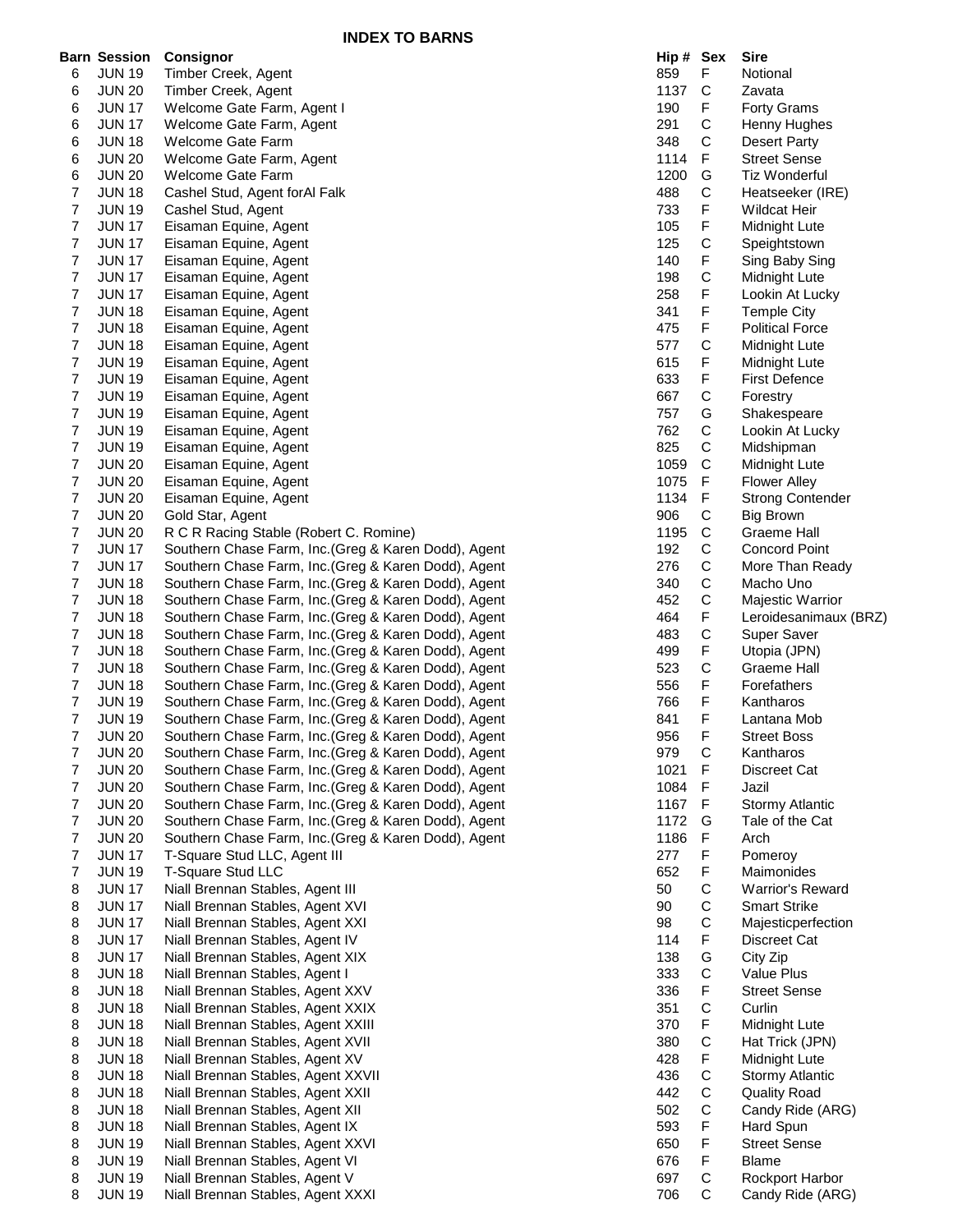## INDEX TO BARNS

| Barn | Session | Consignor | Hip # | Sex | Sire |
|---|---|---|---|---|---|
| 6 | JUN 19 | Timber Creek, Agent | 859 | F | Notional |
| 6 | JUN 20 | Timber Creek, Agent | 1137 | C | Zavata |
| 6 | JUN 17 | Welcome Gate Farm, Agent I | 190 | F | Forty Grams |
| 6 | JUN 17 | Welcome Gate Farm, Agent | 291 | C | Henny Hughes |
| 6 | JUN 18 | Welcome Gate Farm | 348 | C | Desert Party |
| 6 | JUN 20 | Welcome Gate Farm, Agent | 1114 | F | Street Sense |
| 6 | JUN 20 | Welcome Gate Farm | 1200 | G | Tiz Wonderful |
| 7 | JUN 18 | Cashel Stud, Agent forAl Falk | 488 | C | Heatseeker (IRE) |
| 7 | JUN 19 | Cashel Stud, Agent | 733 | F | Wildcat Heir |
| 7 | JUN 17 | Eisaman Equine, Agent | 105 | F | Midnight Lute |
| 7 | JUN 17 | Eisaman Equine, Agent | 125 | C | Speightstown |
| 7 | JUN 17 | Eisaman Equine, Agent | 140 | F | Sing Baby Sing |
| 7 | JUN 17 | Eisaman Equine, Agent | 198 | C | Midnight Lute |
| 7 | JUN 17 | Eisaman Equine, Agent | 258 | F | Lookin At Lucky |
| 7 | JUN 18 | Eisaman Equine, Agent | 341 | F | Temple City |
| 7 | JUN 18 | Eisaman Equine, Agent | 475 | F | Political Force |
| 7 | JUN 18 | Eisaman Equine, Agent | 577 | C | Midnight Lute |
| 7 | JUN 19 | Eisaman Equine, Agent | 615 | F | Midnight Lute |
| 7 | JUN 19 | Eisaman Equine, Agent | 633 | F | First Defence |
| 7 | JUN 19 | Eisaman Equine, Agent | 667 | C | Forestry |
| 7 | JUN 19 | Eisaman Equine, Agent | 757 | G | Shakespeare |
| 7 | JUN 19 | Eisaman Equine, Agent | 762 | C | Lookin At Lucky |
| 7 | JUN 19 | Eisaman Equine, Agent | 825 | C | Midshipman |
| 7 | JUN 20 | Eisaman Equine, Agent | 1059 | C | Midnight Lute |
| 7 | JUN 20 | Eisaman Equine, Agent | 1075 | F | Flower Alley |
| 7 | JUN 20 | Eisaman Equine, Agent | 1134 | F | Strong Contender |
| 7 | JUN 20 | Gold Star, Agent | 906 | C | Big Brown |
| 7 | JUN 20 | R C R Racing Stable (Robert C. Romine) | 1195 | C | Graeme Hall |
| 7 | JUN 17 | Southern Chase Farm, Inc.(Greg & Karen Dodd), Agent | 192 | C | Concord Point |
| 7 | JUN 17 | Southern Chase Farm, Inc.(Greg & Karen Dodd), Agent | 276 | C | More Than Ready |
| 7 | JUN 18 | Southern Chase Farm, Inc.(Greg & Karen Dodd), Agent | 340 | C | Macho Uno |
| 7 | JUN 18 | Southern Chase Farm, Inc.(Greg & Karen Dodd), Agent | 452 | C | Majestic Warrior |
| 7 | JUN 18 | Southern Chase Farm, Inc.(Greg & Karen Dodd), Agent | 464 | F | Leroidesanimaux (BRZ) |
| 7 | JUN 18 | Southern Chase Farm, Inc.(Greg & Karen Dodd), Agent | 483 | C | Super Saver |
| 7 | JUN 18 | Southern Chase Farm, Inc.(Greg & Karen Dodd), Agent | 499 | F | Utopia (JPN) |
| 7 | JUN 18 | Southern Chase Farm, Inc.(Greg & Karen Dodd), Agent | 523 | C | Graeme Hall |
| 7 | JUN 18 | Southern Chase Farm, Inc.(Greg & Karen Dodd), Agent | 556 | F | Forefathers |
| 7 | JUN 19 | Southern Chase Farm, Inc.(Greg & Karen Dodd), Agent | 766 | F | Kantharos |
| 7 | JUN 19 | Southern Chase Farm, Inc.(Greg & Karen Dodd), Agent | 841 | F | Lantana Mob |
| 7 | JUN 20 | Southern Chase Farm, Inc.(Greg & Karen Dodd), Agent | 956 | F | Street Boss |
| 7 | JUN 20 | Southern Chase Farm, Inc.(Greg & Karen Dodd), Agent | 979 | C | Kantharos |
| 7 | JUN 20 | Southern Chase Farm, Inc.(Greg & Karen Dodd), Agent | 1021 | F | Discreet Cat |
| 7 | JUN 20 | Southern Chase Farm, Inc.(Greg & Karen Dodd), Agent | 1084 | F | Jazil |
| 7 | JUN 20 | Southern Chase Farm, Inc.(Greg & Karen Dodd), Agent | 1167 | F | Stormy Atlantic |
| 7 | JUN 20 | Southern Chase Farm, Inc.(Greg & Karen Dodd), Agent | 1172 | G | Tale of the Cat |
| 7 | JUN 20 | Southern Chase Farm, Inc.(Greg & Karen Dodd), Agent | 1186 | F | Arch |
| 7 | JUN 17 | T-Square Stud LLC, Agent III | 277 | F | Pomeroy |
| 7 | JUN 19 | T-Square Stud LLC | 652 | F | Maimonides |
| 8 | JUN 17 | Niall Brennan Stables, Agent III | 50 | C | Warrior's Reward |
| 8 | JUN 17 | Niall Brennan Stables, Agent XVI | 90 | C | Smart Strike |
| 8 | JUN 17 | Niall Brennan Stables, Agent XXI | 98 | C | Majesticperfection |
| 8 | JUN 17 | Niall Brennan Stables, Agent IV | 114 | F | Discreet Cat |
| 8 | JUN 17 | Niall Brennan Stables, Agent XIX | 138 | G | City Zip |
| 8 | JUN 18 | Niall Brennan Stables, Agent I | 333 | C | Value Plus |
| 8 | JUN 18 | Niall Brennan Stables, Agent XXV | 336 | F | Street Sense |
| 8 | JUN 18 | Niall Brennan Stables, Agent XXIX | 351 | C | Curlin |
| 8 | JUN 18 | Niall Brennan Stables, Agent XXIII | 370 | F | Midnight Lute |
| 8 | JUN 18 | Niall Brennan Stables, Agent XVII | 380 | C | Hat Trick (JPN) |
| 8 | JUN 18 | Niall Brennan Stables, Agent XV | 428 | F | Midnight Lute |
| 8 | JUN 18 | Niall Brennan Stables, Agent XXVII | 436 | C | Stormy Atlantic |
| 8 | JUN 18 | Niall Brennan Stables, Agent XXII | 442 | C | Quality Road |
| 8 | JUN 18 | Niall Brennan Stables, Agent XII | 502 | C | Candy Ride (ARG) |
| 8 | JUN 18 | Niall Brennan Stables, Agent IX | 593 | F | Hard Spun |
| 8 | JUN 19 | Niall Brennan Stables, Agent XXVI | 650 | F | Street Sense |
| 8 | JUN 19 | Niall Brennan Stables, Agent VI | 676 | F | Blame |
| 8 | JUN 19 | Niall Brennan Stables, Agent V | 697 | C | Rockport Harbor |
| 8 | JUN 19 | Niall Brennan Stables, Agent XXXI | 706 | C | Candy Ride (ARG) |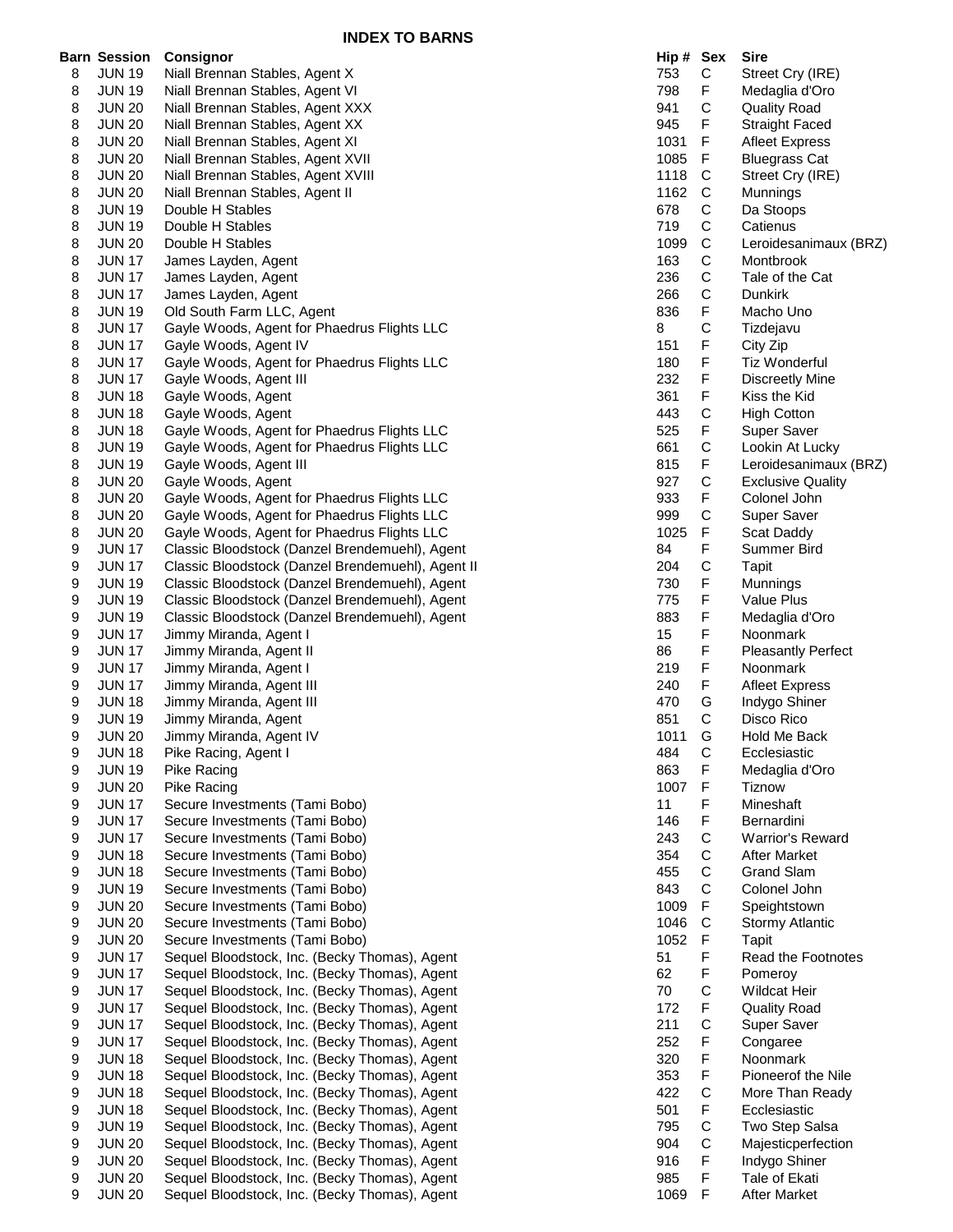## INDEX TO BARNS

| Barn | Session | Consignor | Hip # | Sex | Sire |
|---|---|---|---|---|---|
| 8 | JUN 19 | Niall Brennan Stables, Agent X | 753 | C | Street Cry (IRE) |
| 8 | JUN 19 | Niall Brennan Stables, Agent VI | 798 | F | Medaglia d'Oro |
| 8 | JUN 20 | Niall Brennan Stables, Agent XXX | 941 | C | Quality Road |
| 8 | JUN 20 | Niall Brennan Stables, Agent XX | 945 | F | Straight Faced |
| 8 | JUN 20 | Niall Brennan Stables, Agent XI | 1031 | F | Afleet Express |
| 8 | JUN 20 | Niall Brennan Stables, Agent XVII | 1085 | F | Bluegrass Cat |
| 8 | JUN 20 | Niall Brennan Stables, Agent XVIII | 1118 | C | Street Cry (IRE) |
| 8 | JUN 20 | Niall Brennan Stables, Agent II | 1162 | C | Munnings |
| 8 | JUN 19 | Double H Stables | 678 | C | Da Stoops |
| 8 | JUN 19 | Double H Stables | 719 | C | Catienus |
| 8 | JUN 20 | Double H Stables | 1099 | C | Leroidesanimaux (BRZ) |
| 8 | JUN 17 | James Layden, Agent | 163 | C | Montbrook |
| 8 | JUN 17 | James Layden, Agent | 236 | C | Tale of the Cat |
| 8 | JUN 17 | James Layden, Agent | 266 | C | Dunkirk |
| 8 | JUN 19 | Old South Farm LLC, Agent | 836 | F | Macho Uno |
| 8 | JUN 17 | Gayle Woods, Agent for Phaedrus Flights LLC | 8 | C | Tizdejavu |
| 8 | JUN 17 | Gayle Woods, Agent IV | 151 | F | City Zip |
| 8 | JUN 17 | Gayle Woods, Agent for Phaedrus Flights LLC | 180 | F | Tiz Wonderful |
| 8 | JUN 17 | Gayle Woods, Agent III | 232 | F | Discreetly Mine |
| 8 | JUN 18 | Gayle Woods, Agent | 361 | F | Kiss the Kid |
| 8 | JUN 18 | Gayle Woods, Agent | 443 | C | High Cotton |
| 8 | JUN 18 | Gayle Woods, Agent for Phaedrus Flights LLC | 525 | F | Super Saver |
| 8 | JUN 19 | Gayle Woods, Agent for Phaedrus Flights LLC | 661 | C | Lookin At Lucky |
| 8 | JUN 19 | Gayle Woods, Agent III | 815 | F | Leroidesanimaux (BRZ) |
| 8 | JUN 20 | Gayle Woods, Agent | 927 | C | Exclusive Quality |
| 8 | JUN 20 | Gayle Woods, Agent for Phaedrus Flights LLC | 933 | F | Colonel John |
| 8 | JUN 20 | Gayle Woods, Agent for Phaedrus Flights LLC | 999 | C | Super Saver |
| 8 | JUN 20 | Gayle Woods, Agent for Phaedrus Flights LLC | 1025 | F | Scat Daddy |
| 9 | JUN 17 | Classic Bloodstock (Danzel Brendemuehl), Agent | 84 | F | Summer Bird |
| 9 | JUN 17 | Classic Bloodstock (Danzel Brendemuehl), Agent II | 204 | C | Tapit |
| 9 | JUN 19 | Classic Bloodstock (Danzel Brendemuehl), Agent | 730 | F | Munnings |
| 9 | JUN 19 | Classic Bloodstock (Danzel Brendemuehl), Agent | 775 | F | Value Plus |
| 9 | JUN 19 | Classic Bloodstock (Danzel Brendemuehl), Agent | 883 | F | Medaglia d'Oro |
| 9 | JUN 17 | Jimmy Miranda, Agent I | 15 | F | Noonmark |
| 9 | JUN 17 | Jimmy Miranda, Agent II | 86 | F | Pleasantly Perfect |
| 9 | JUN 17 | Jimmy Miranda, Agent I | 219 | F | Noonmark |
| 9 | JUN 17 | Jimmy Miranda, Agent III | 240 | F | Afleet Express |
| 9 | JUN 18 | Jimmy Miranda, Agent III | 470 | G | Indygo Shiner |
| 9 | JUN 19 | Jimmy Miranda, Agent | 851 | C | Disco Rico |
| 9 | JUN 20 | Jimmy Miranda, Agent IV | 1011 | G | Hold Me Back |
| 9 | JUN 18 | Pike Racing, Agent I | 484 | C | Ecclesiastic |
| 9 | JUN 19 | Pike Racing | 863 | F | Medaglia d'Oro |
| 9 | JUN 20 | Pike Racing | 1007 | F | Tiznow |
| 9 | JUN 17 | Secure Investments (Tami Bobo) | 11 | F | Mineshaft |
| 9 | JUN 17 | Secure Investments (Tami Bobo) | 146 | F | Bernardini |
| 9 | JUN 17 | Secure Investments (Tami Bobo) | 243 | C | Warrior's Reward |
| 9 | JUN 18 | Secure Investments (Tami Bobo) | 354 | C | After Market |
| 9 | JUN 18 | Secure Investments (Tami Bobo) | 455 | C | Grand Slam |
| 9 | JUN 19 | Secure Investments (Tami Bobo) | 843 | C | Colonel John |
| 9 | JUN 20 | Secure Investments (Tami Bobo) | 1009 | F | Speightstown |
| 9 | JUN 20 | Secure Investments (Tami Bobo) | 1046 | C | Stormy Atlantic |
| 9 | JUN 20 | Secure Investments (Tami Bobo) | 1052 | F | Tapit |
| 9 | JUN 17 | Sequel Bloodstock, Inc. (Becky Thomas), Agent | 51 | F | Read the Footnotes |
| 9 | JUN 17 | Sequel Bloodstock, Inc. (Becky Thomas), Agent | 62 | F | Pomeroy |
| 9 | JUN 17 | Sequel Bloodstock, Inc. (Becky Thomas), Agent | 70 | C | Wildcat Heir |
| 9 | JUN 17 | Sequel Bloodstock, Inc. (Becky Thomas), Agent | 172 | F | Quality Road |
| 9 | JUN 17 | Sequel Bloodstock, Inc. (Becky Thomas), Agent | 211 | C | Super Saver |
| 9 | JUN 17 | Sequel Bloodstock, Inc. (Becky Thomas), Agent | 252 | F | Congaree |
| 9 | JUN 18 | Sequel Bloodstock, Inc. (Becky Thomas), Agent | 320 | F | Noonmark |
| 9 | JUN 18 | Sequel Bloodstock, Inc. (Becky Thomas), Agent | 353 | F | Pioneerof the Nile |
| 9 | JUN 18 | Sequel Bloodstock, Inc. (Becky Thomas), Agent | 422 | C | More Than Ready |
| 9 | JUN 18 | Sequel Bloodstock, Inc. (Becky Thomas), Agent | 501 | F | Ecclesiastic |
| 9 | JUN 19 | Sequel Bloodstock, Inc. (Becky Thomas), Agent | 795 | C | Two Step Salsa |
| 9 | JUN 20 | Sequel Bloodstock, Inc. (Becky Thomas), Agent | 904 | C | Majesticperfection |
| 9 | JUN 20 | Sequel Bloodstock, Inc. (Becky Thomas), Agent | 916 | F | Indygo Shiner |
| 9 | JUN 20 | Sequel Bloodstock, Inc. (Becky Thomas), Agent | 985 | F | Tale of Ekati |
| 9 | JUN 20 | Sequel Bloodstock, Inc. (Becky Thomas), Agent | 1069 | F | After Market |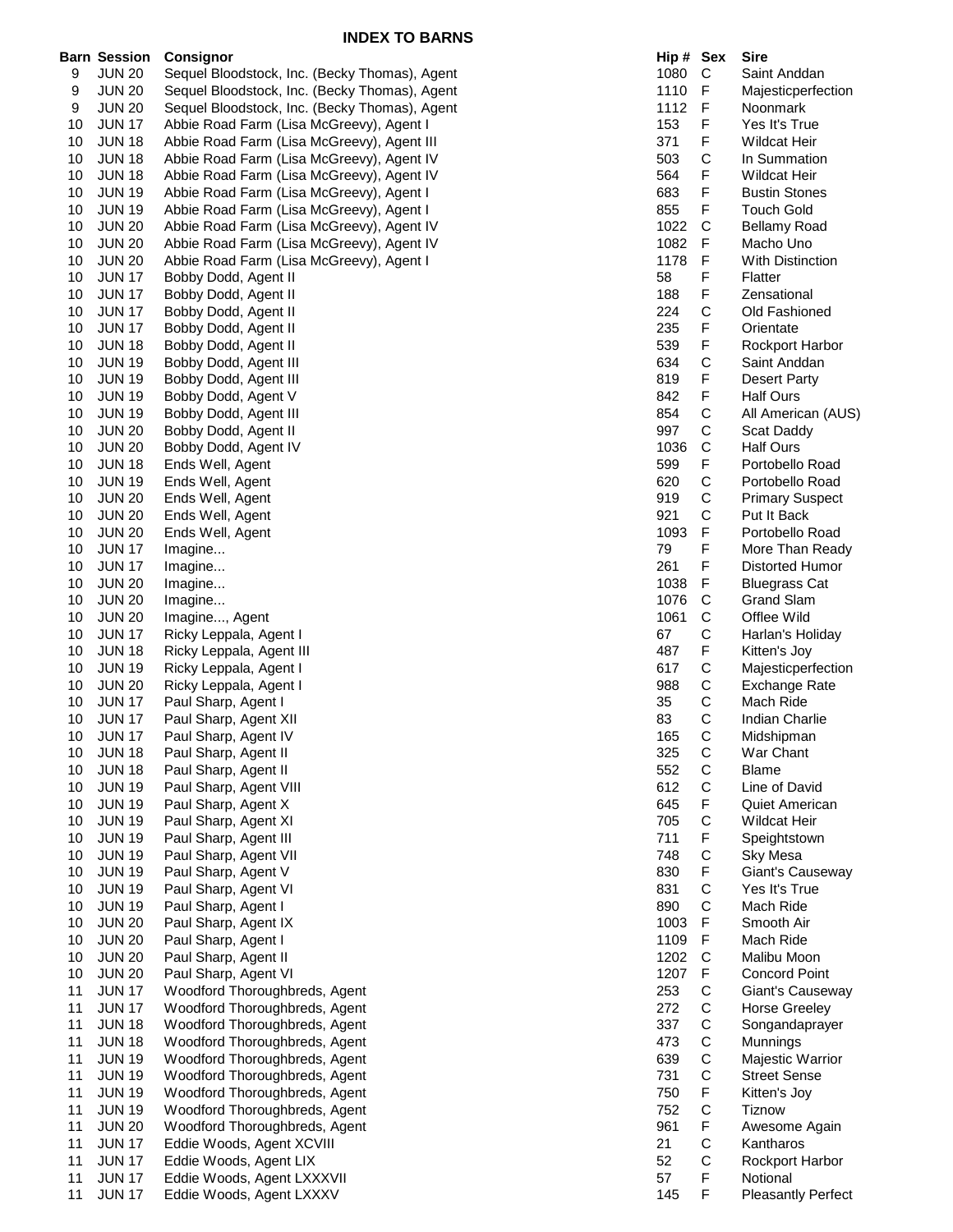## INDEX TO BARNS

| Barn | Session | Consignor | Hip # | Sex | Sire |
|---|---|---|---|---|---|
| 9 | JUN 20 | Sequel Bloodstock, Inc. (Becky Thomas), Agent | 1080 | C | Saint Anddan |
| 9 | JUN 20 | Sequel Bloodstock, Inc. (Becky Thomas), Agent | 1110 | F | Majesticperfection |
| 9 | JUN 20 | Sequel Bloodstock, Inc. (Becky Thomas), Agent | 1112 | F | Noonmark |
| 10 | JUN 17 | Abbie Road Farm (Lisa McGreevy), Agent I | 153 | F | Yes It's True |
| 10 | JUN 18 | Abbie Road Farm (Lisa McGreevy), Agent III | 371 | F | Wildcat Heir |
| 10 | JUN 18 | Abbie Road Farm (Lisa McGreevy), Agent IV | 503 | C | In Summation |
| 10 | JUN 18 | Abbie Road Farm (Lisa McGreevy), Agent IV | 564 | F | Wildcat Heir |
| 10 | JUN 19 | Abbie Road Farm (Lisa McGreevy), Agent I | 683 | F | Bustin Stones |
| 10 | JUN 19 | Abbie Road Farm (Lisa McGreevy), Agent I | 855 | F | Touch Gold |
| 10 | JUN 20 | Abbie Road Farm (Lisa McGreevy), Agent IV | 1022 | C | Bellamy Road |
| 10 | JUN 20 | Abbie Road Farm (Lisa McGreevy), Agent IV | 1082 | F | Macho Uno |
| 10 | JUN 20 | Abbie Road Farm (Lisa McGreevy), Agent I | 1178 | F | With Distinction |
| 10 | JUN 17 | Bobby Dodd, Agent II | 58 | F | Flatter |
| 10 | JUN 17 | Bobby Dodd, Agent II | 188 | F | Zensational |
| 10 | JUN 17 | Bobby Dodd, Agent II | 224 | C | Old Fashioned |
| 10 | JUN 17 | Bobby Dodd, Agent II | 235 | F | Orientate |
| 10 | JUN 18 | Bobby Dodd, Agent II | 539 | F | Rockport Harbor |
| 10 | JUN 19 | Bobby Dodd, Agent III | 634 | C | Saint Anddan |
| 10 | JUN 19 | Bobby Dodd, Agent III | 819 | F | Desert Party |
| 10 | JUN 19 | Bobby Dodd, Agent V | 842 | F | Half Ours |
| 10 | JUN 19 | Bobby Dodd, Agent III | 854 | C | All American (AUS) |
| 10 | JUN 20 | Bobby Dodd, Agent II | 997 | C | Scat Daddy |
| 10 | JUN 20 | Bobby Dodd, Agent IV | 1036 | C | Half Ours |
| 10 | JUN 18 | Ends Well, Agent | 599 | F | Portobello Road |
| 10 | JUN 19 | Ends Well, Agent | 620 | C | Portobello Road |
| 10 | JUN 20 | Ends Well, Agent | 919 | C | Primary Suspect |
| 10 | JUN 20 | Ends Well, Agent | 921 | C | Put It Back |
| 10 | JUN 20 | Ends Well, Agent | 1093 | F | Portobello Road |
| 10 | JUN 17 | Imagine... | 79 | F | More Than Ready |
| 10 | JUN 17 | Imagine... | 261 | F | Distorted Humor |
| 10 | JUN 20 | Imagine... | 1038 | F | Bluegrass Cat |
| 10 | JUN 20 | Imagine... | 1076 | C | Grand Slam |
| 10 | JUN 20 | Imagine..., Agent | 1061 | C | Offlee Wild |
| 10 | JUN 17 | Ricky Leppala, Agent I | 67 | C | Harlan's Holiday |
| 10 | JUN 18 | Ricky Leppala, Agent III | 487 | F | Kitten's Joy |
| 10 | JUN 19 | Ricky Leppala, Agent I | 617 | C | Majesticperfection |
| 10 | JUN 20 | Ricky Leppala, Agent I | 988 | C | Exchange Rate |
| 10 | JUN 17 | Paul Sharp, Agent I | 35 | C | Mach Ride |
| 10 | JUN 17 | Paul Sharp, Agent XII | 83 | C | Indian Charlie |
| 10 | JUN 17 | Paul Sharp, Agent IV | 165 | C | Midshipman |
| 10 | JUN 18 | Paul Sharp, Agent II | 325 | C | War Chant |
| 10 | JUN 18 | Paul Sharp, Agent II | 552 | C | Blame |
| 10 | JUN 19 | Paul Sharp, Agent VIII | 612 | C | Line of David |
| 10 | JUN 19 | Paul Sharp, Agent X | 645 | F | Quiet American |
| 10 | JUN 19 | Paul Sharp, Agent XI | 705 | C | Wildcat Heir |
| 10 | JUN 19 | Paul Sharp, Agent III | 711 | F | Speightstown |
| 10 | JUN 19 | Paul Sharp, Agent VII | 748 | C | Sky Mesa |
| 10 | JUN 19 | Paul Sharp, Agent V | 830 | F | Giant's Causeway |
| 10 | JUN 19 | Paul Sharp, Agent VI | 831 | C | Yes It's True |
| 10 | JUN 19 | Paul Sharp, Agent I | 890 | C | Mach Ride |
| 10 | JUN 20 | Paul Sharp, Agent IX | 1003 | F | Smooth Air |
| 10 | JUN 20 | Paul Sharp, Agent I | 1109 | F | Mach Ride |
| 10 | JUN 20 | Paul Sharp, Agent II | 1202 | C | Malibu Moon |
| 10 | JUN 20 | Paul Sharp, Agent VI | 1207 | F | Concord Point |
| 11 | JUN 17 | Woodford Thoroughbreds, Agent | 253 | C | Giant's Causeway |
| 11 | JUN 17 | Woodford Thoroughbreds, Agent | 272 | C | Horse Greeley |
| 11 | JUN 18 | Woodford Thoroughbreds, Agent | 337 | C | Songandaprayer |
| 11 | JUN 18 | Woodford Thoroughbreds, Agent | 473 | C | Munnings |
| 11 | JUN 19 | Woodford Thoroughbreds, Agent | 639 | C | Majestic Warrior |
| 11 | JUN 19 | Woodford Thoroughbreds, Agent | 731 | C | Street Sense |
| 11 | JUN 19 | Woodford Thoroughbreds, Agent | 750 | F | Kitten's Joy |
| 11 | JUN 19 | Woodford Thoroughbreds, Agent | 752 | C | Tiznow |
| 11 | JUN 20 | Woodford Thoroughbreds, Agent | 961 | F | Awesome Again |
| 11 | JUN 17 | Eddie Woods, Agent XCVIII | 21 | C | Kantharos |
| 11 | JUN 17 | Eddie Woods, Agent LIX | 52 | C | Rockport Harbor |
| 11 | JUN 17 | Eddie Woods, Agent LXXXVII | 57 | F | Notional |
| 11 | JUN 17 | Eddie Woods, Agent LXXXV | 145 | F | Pleasantly Perfect |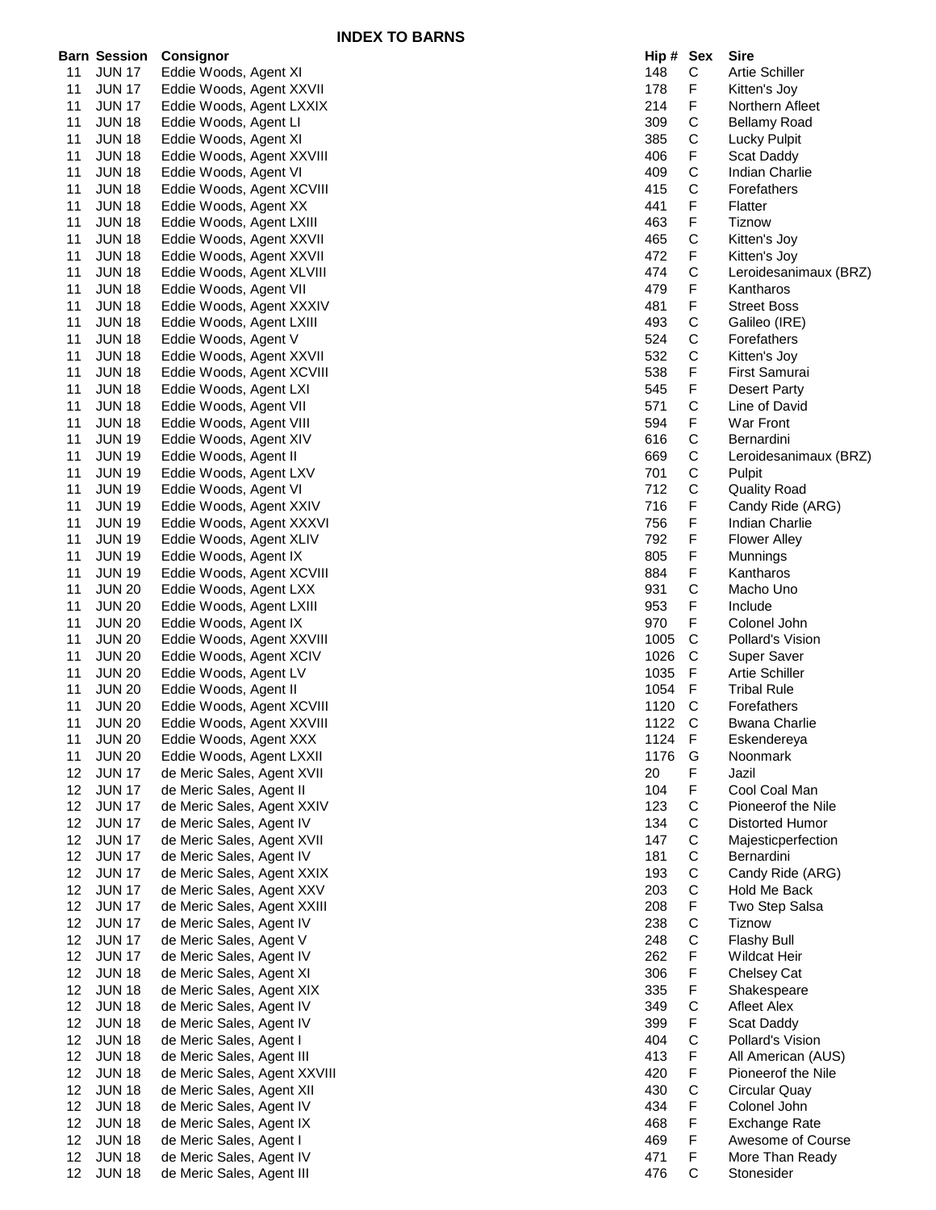# INDEX TO BARNS

| Barn | Session | Consignor | Hip # | Sex | Sire |
|---|---|---|---|---|---|
| 11 | JUN 17 | Eddie Woods, Agent XI | 148 | C | Artie Schiller |
| 11 | JUN 17 | Eddie Woods, Agent XXVII | 178 | F | Kitten's Joy |
| 11 | JUN 17 | Eddie Woods, Agent LXXIX | 214 | F | Northern Afleet |
| 11 | JUN 18 | Eddie Woods, Agent LI | 309 | C | Bellamy Road |
| 11 | JUN 18 | Eddie Woods, Agent XI | 385 | C | Lucky Pulpit |
| 11 | JUN 18 | Eddie Woods, Agent XXVIII | 406 | F | Scat Daddy |
| 11 | JUN 18 | Eddie Woods, Agent VI | 409 | C | Indian Charlie |
| 11 | JUN 18 | Eddie Woods, Agent XCVIII | 415 | C | Forefathers |
| 11 | JUN 18 | Eddie Woods, Agent XX | 441 | F | Flatter |
| 11 | JUN 18 | Eddie Woods, Agent LXIII | 463 | F | Tiznow |
| 11 | JUN 18 | Eddie Woods, Agent XXVII | 465 | C | Kitten's Joy |
| 11 | JUN 18 | Eddie Woods, Agent XXVII | 472 | F | Kitten's Joy |
| 11 | JUN 18 | Eddie Woods, Agent XLVIII | 474 | C | Leroidesanimaux (BRZ) |
| 11 | JUN 18 | Eddie Woods, Agent VII | 479 | F | Kantharos |
| 11 | JUN 18 | Eddie Woods, Agent XXXIV | 481 | F | Street Boss |
| 11 | JUN 18 | Eddie Woods, Agent LXIII | 493 | C | Galileo (IRE) |
| 11 | JUN 18 | Eddie Woods, Agent V | 524 | C | Forefathers |
| 11 | JUN 18 | Eddie Woods, Agent XXVII | 532 | C | Kitten's Joy |
| 11 | JUN 18 | Eddie Woods, Agent XCVIII | 538 | F | First Samurai |
| 11 | JUN 18 | Eddie Woods, Agent LXI | 545 | F | Desert Party |
| 11 | JUN 18 | Eddie Woods, Agent VII | 571 | C | Line of David |
| 11 | JUN 18 | Eddie Woods, Agent VIII | 594 | F | War Front |
| 11 | JUN 19 | Eddie Woods, Agent XIV | 616 | C | Bernardini |
| 11 | JUN 19 | Eddie Woods, Agent II | 669 | C | Leroidesanimaux (BRZ) |
| 11 | JUN 19 | Eddie Woods, Agent LXV | 701 | C | Pulpit |
| 11 | JUN 19 | Eddie Woods, Agent VI | 712 | C | Quality Road |
| 11 | JUN 19 | Eddie Woods, Agent XXIV | 716 | F | Candy Ride (ARG) |
| 11 | JUN 19 | Eddie Woods, Agent XXXVI | 756 | F | Indian Charlie |
| 11 | JUN 19 | Eddie Woods, Agent XLIV | 792 | F | Flower Alley |
| 11 | JUN 19 | Eddie Woods, Agent IX | 805 | F | Munnings |
| 11 | JUN 19 | Eddie Woods, Agent XCVIII | 884 | F | Kantharos |
| 11 | JUN 20 | Eddie Woods, Agent LXX | 931 | C | Macho Uno |
| 11 | JUN 20 | Eddie Woods, Agent LXIII | 953 | F | Include |
| 11 | JUN 20 | Eddie Woods, Agent IX | 970 | F | Colonel John |
| 11 | JUN 20 | Eddie Woods, Agent XXVIII | 1005 | C | Pollard's Vision |
| 11 | JUN 20 | Eddie Woods, Agent XCIV | 1026 | C | Super Saver |
| 11 | JUN 20 | Eddie Woods, Agent LV | 1035 | F | Artie Schiller |
| 11 | JUN 20 | Eddie Woods, Agent II | 1054 | F | Tribal Rule |
| 11 | JUN 20 | Eddie Woods, Agent XCVIII | 1120 | C | Forefathers |
| 11 | JUN 20 | Eddie Woods, Agent XXVIII | 1122 | C | Bwana Charlie |
| 11 | JUN 20 | Eddie Woods, Agent XXX | 1124 | F | Eskendereya |
| 11 | JUN 20 | Eddie Woods, Agent LXXII | 1176 | G | Noonmark |
| 12 | JUN 17 | de Meric Sales, Agent XVII | 20 | F | Jazil |
| 12 | JUN 17 | de Meric Sales, Agent II | 104 | F | Cool Coal Man |
| 12 | JUN 17 | de Meric Sales, Agent XXIV | 123 | C | Pioneerof the Nile |
| 12 | JUN 17 | de Meric Sales, Agent IV | 134 | C | Distorted Humor |
| 12 | JUN 17 | de Meric Sales, Agent XVII | 147 | C | Majesticperfection |
| 12 | JUN 17 | de Meric Sales, Agent IV | 181 | C | Bernardini |
| 12 | JUN 17 | de Meric Sales, Agent XXIX | 193 | C | Candy Ride (ARG) |
| 12 | JUN 17 | de Meric Sales, Agent XXV | 203 | C | Hold Me Back |
| 12 | JUN 17 | de Meric Sales, Agent XXIII | 208 | F | Two Step Salsa |
| 12 | JUN 17 | de Meric Sales, Agent IV | 238 | C | Tiznow |
| 12 | JUN 17 | de Meric Sales, Agent V | 248 | C | Flashy Bull |
| 12 | JUN 17 | de Meric Sales, Agent IV | 262 | F | Wildcat Heir |
| 12 | JUN 18 | de Meric Sales, Agent XI | 306 | F | Chelsey Cat |
| 12 | JUN 18 | de Meric Sales, Agent XIX | 335 | F | Shakespeare |
| 12 | JUN 18 | de Meric Sales, Agent IV | 349 | C | Afleet Alex |
| 12 | JUN 18 | de Meric Sales, Agent IV | 399 | F | Scat Daddy |
| 12 | JUN 18 | de Meric Sales, Agent I | 404 | C | Pollard's Vision |
| 12 | JUN 18 | de Meric Sales, Agent III | 413 | F | All American (AUS) |
| 12 | JUN 18 | de Meric Sales, Agent XXVIII | 420 | F | Pioneerof the Nile |
| 12 | JUN 18 | de Meric Sales, Agent XII | 430 | C | Circular Quay |
| 12 | JUN 18 | de Meric Sales, Agent IV | 434 | F | Colonel John |
| 12 | JUN 18 | de Meric Sales, Agent IX | 468 | F | Exchange Rate |
| 12 | JUN 18 | de Meric Sales, Agent I | 469 | F | Awesome of Course |
| 12 | JUN 18 | de Meric Sales, Agent IV | 471 | F | More Than Ready |
| 12 | JUN 18 | de Meric Sales, Agent III | 476 | C | Stonesider |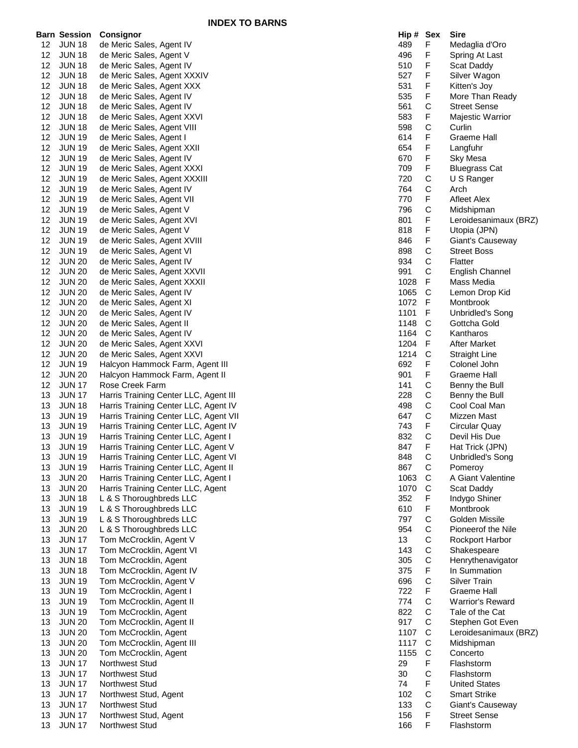## INDEX TO BARNS

| Barn | Session | Consignor | Hip # | Sex | Sire |
|---|---|---|---|---|---|
| 12 | JUN 18 | de Meric Sales, Agent IV | 489 | F | Medaglia d'Oro |
| 12 | JUN 18 | de Meric Sales, Agent V | 496 | F | Spring At Last |
| 12 | JUN 18 | de Meric Sales, Agent IV | 510 | F | Scat Daddy |
| 12 | JUN 18 | de Meric Sales, Agent XXXIV | 527 | F | Silver Wagon |
| 12 | JUN 18 | de Meric Sales, Agent XXX | 531 | F | Kitten's Joy |
| 12 | JUN 18 | de Meric Sales, Agent IV | 535 | F | More Than Ready |
| 12 | JUN 18 | de Meric Sales, Agent IV | 561 | C | Street Sense |
| 12 | JUN 18 | de Meric Sales, Agent XXVI | 583 | F | Majestic Warrior |
| 12 | JUN 18 | de Meric Sales, Agent VIII | 598 | C | Curlin |
| 12 | JUN 19 | de Meric Sales, Agent I | 614 | F | Graeme Hall |
| 12 | JUN 19 | de Meric Sales, Agent XXII | 654 | F | Langfuhr |
| 12 | JUN 19 | de Meric Sales, Agent IV | 670 | F | Sky Mesa |
| 12 | JUN 19 | de Meric Sales, Agent XXXI | 709 | F | Bluegrass Cat |
| 12 | JUN 19 | de Meric Sales, Agent XXXIII | 720 | C | U S Ranger |
| 12 | JUN 19 | de Meric Sales, Agent IV | 764 | C | Arch |
| 12 | JUN 19 | de Meric Sales, Agent VII | 770 | F | Afleet Alex |
| 12 | JUN 19 | de Meric Sales, Agent V | 796 | C | Midshipman |
| 12 | JUN 19 | de Meric Sales, Agent XVI | 801 | F | Leroidesanimaux (BRZ) |
| 12 | JUN 19 | de Meric Sales, Agent V | 818 | F | Utopia (JPN) |
| 12 | JUN 19 | de Meric Sales, Agent XVIII | 846 | F | Giant's Causeway |
| 12 | JUN 19 | de Meric Sales, Agent VI | 898 | C | Street Boss |
| 12 | JUN 20 | de Meric Sales, Agent IV | 934 | C | Flatter |
| 12 | JUN 20 | de Meric Sales, Agent XXVII | 991 | C | English Channel |
| 12 | JUN 20 | de Meric Sales, Agent XXXII | 1028 | F | Mass Media |
| 12 | JUN 20 | de Meric Sales, Agent IV | 1065 | C | Lemon Drop Kid |
| 12 | JUN 20 | de Meric Sales, Agent XI | 1072 | F | Montbrook |
| 12 | JUN 20 | de Meric Sales, Agent IV | 1101 | F | Unbridled's Song |
| 12 | JUN 20 | de Meric Sales, Agent II | 1148 | C | Gottcha Gold |
| 12 | JUN 20 | de Meric Sales, Agent IV | 1164 | C | Kantharos |
| 12 | JUN 20 | de Meric Sales, Agent XXVI | 1204 | F | After Market |
| 12 | JUN 20 | de Meric Sales, Agent XXVI | 1214 | C | Straight Line |
| 12 | JUN 19 | Halcyon Hammock Farm, Agent III | 692 | F | Colonel John |
| 12 | JUN 20 | Halcyon Hammock Farm, Agent II | 901 | F | Graeme Hall |
| 12 | JUN 17 | Rose Creek Farm | 141 | C | Benny the Bull |
| 13 | JUN 17 | Harris Training Center LLC, Agent III | 228 | C | Benny the Bull |
| 13 | JUN 18 | Harris Training Center LLC, Agent IV | 498 | C | Cool Coal Man |
| 13 | JUN 19 | Harris Training Center LLC, Agent VII | 647 | C | Mizzen Mast |
| 13 | JUN 19 | Harris Training Center LLC, Agent IV | 743 | F | Circular Quay |
| 13 | JUN 19 | Harris Training Center LLC, Agent I | 832 | C | Devil His Due |
| 13 | JUN 19 | Harris Training Center LLC, Agent V | 847 | F | Hat Trick (JPN) |
| 13 | JUN 19 | Harris Training Center LLC, Agent VI | 848 | C | Unbridled's Song |
| 13 | JUN 19 | Harris Training Center LLC, Agent II | 867 | C | Pomeroy |
| 13 | JUN 20 | Harris Training Center LLC, Agent I | 1063 | C | A Giant Valentine |
| 13 | JUN 20 | Harris Training Center LLC, Agent | 1070 | C | Scat Daddy |
| 13 | JUN 18 | L & S Thoroughbreds LLC | 352 | F | Indygo Shiner |
| 13 | JUN 19 | L & S Thoroughbreds LLC | 610 | F | Montbrook |
| 13 | JUN 19 | L & S Thoroughbreds LLC | 797 | C | Golden Missile |
| 13 | JUN 20 | L & S Thoroughbreds LLC | 954 | C | Pioneerof the Nile |
| 13 | JUN 17 | Tom McCrocklin, Agent V | 13 | C | Rockport Harbor |
| 13 | JUN 17 | Tom McCrocklin, Agent VI | 143 | C | Shakespeare |
| 13 | JUN 18 | Tom McCrocklin, Agent | 305 | C | Henrythenavigator |
| 13 | JUN 18 | Tom McCrocklin, Agent IV | 375 | F | In Summation |
| 13 | JUN 19 | Tom McCrocklin, Agent V | 696 | C | Silver Train |
| 13 | JUN 19 | Tom McCrocklin, Agent I | 722 | F | Graeme Hall |
| 13 | JUN 19 | Tom McCrocklin, Agent II | 774 | C | Warrior's Reward |
| 13 | JUN 19 | Tom McCrocklin, Agent | 822 | C | Tale of the Cat |
| 13 | JUN 20 | Tom McCrocklin, Agent II | 917 | C | Stephen Got Even |
| 13 | JUN 20 | Tom McCrocklin, Agent | 1107 | C | Leroidesanimaux (BRZ) |
| 13 | JUN 20 | Tom McCrocklin, Agent III | 1117 | C | Midshipman |
| 13 | JUN 20 | Tom McCrocklin, Agent | 1155 | C | Concerto |
| 13 | JUN 17 | Northwest Stud | 29 | F | Flashstorm |
| 13 | JUN 17 | Northwest Stud | 30 | C | Flashstorm |
| 13 | JUN 17 | Northwest Stud | 74 | F | United States |
| 13 | JUN 17 | Northwest Stud, Agent | 102 | C | Smart Strike |
| 13 | JUN 17 | Northwest Stud | 133 | C | Giant's Causeway |
| 13 | JUN 17 | Northwest Stud, Agent | 156 | F | Street Sense |
| 13 | JUN 17 | Northwest Stud | 166 | F | Flashstorm |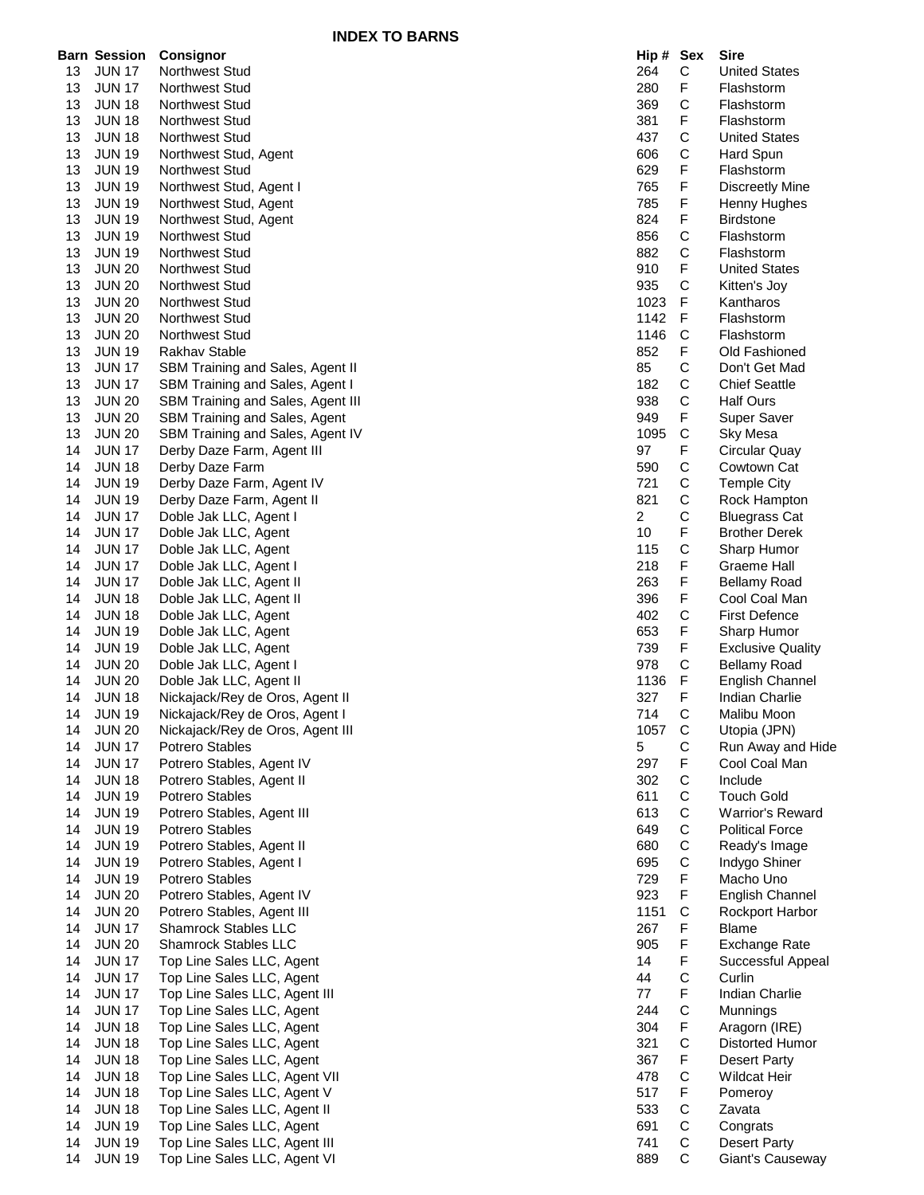## INDEX TO BARNS

| Barn | Session | Consignor | Hip # | Sex | Sire |
|---|---|---|---|---|---|
| 13 | JUN 17 | Northwest Stud | 264 | C | United States |
| 13 | JUN 17 | Northwest Stud | 280 | F | Flashstorm |
| 13 | JUN 18 | Northwest Stud | 369 | C | Flashstorm |
| 13 | JUN 18 | Northwest Stud | 381 | F | Flashstorm |
| 13 | JUN 18 | Northwest Stud | 437 | C | United States |
| 13 | JUN 19 | Northwest Stud, Agent | 606 | C | Hard Spun |
| 13 | JUN 19 | Northwest Stud | 629 | F | Flashstorm |
| 13 | JUN 19 | Northwest Stud, Agent I | 765 | F | Discreetly Mine |
| 13 | JUN 19 | Northwest Stud, Agent | 785 | F | Henny Hughes |
| 13 | JUN 19 | Northwest Stud, Agent | 824 | F | Birdstone |
| 13 | JUN 19 | Northwest Stud | 856 | C | Flashstorm |
| 13 | JUN 19 | Northwest Stud | 882 | C | Flashstorm |
| 13 | JUN 20 | Northwest Stud | 910 | F | United States |
| 13 | JUN 20 | Northwest Stud | 935 | C | Kitten's Joy |
| 13 | JUN 20 | Northwest Stud | 1023 | F | Kantharos |
| 13 | JUN 20 | Northwest Stud | 1142 | F | Flashstorm |
| 13 | JUN 20 | Northwest Stud | 1146 | C | Flashstorm |
| 13 | JUN 19 | Rakhav Stable | 852 | F | Old Fashioned |
| 13 | JUN 17 | SBM Training and Sales, Agent II | 85 | C | Don't Get Mad |
| 13 | JUN 17 | SBM Training and Sales, Agent I | 182 | C | Chief Seattle |
| 13 | JUN 20 | SBM Training and Sales, Agent III | 938 | C | Half Ours |
| 13 | JUN 20 | SBM Training and Sales, Agent | 949 | F | Super Saver |
| 13 | JUN 20 | SBM Training and Sales, Agent IV | 1095 | C | Sky Mesa |
| 14 | JUN 17 | Derby Daze Farm, Agent III | 97 | F | Circular Quay |
| 14 | JUN 18 | Derby Daze Farm | 590 | C | Cowtown Cat |
| 14 | JUN 19 | Derby Daze Farm, Agent IV | 721 | C | Temple City |
| 14 | JUN 19 | Derby Daze Farm, Agent II | 821 | C | Rock Hampton |
| 14 | JUN 17 | Doble Jak LLC, Agent I | 2 | C | Bluegrass Cat |
| 14 | JUN 17 | Doble Jak LLC, Agent | 10 | F | Brother Derek |
| 14 | JUN 17 | Doble Jak LLC, Agent | 115 | C | Sharp Humor |
| 14 | JUN 17 | Doble Jak LLC, Agent I | 218 | F | Graeme Hall |
| 14 | JUN 17 | Doble Jak LLC, Agent II | 263 | F | Bellamy Road |
| 14 | JUN 18 | Doble Jak LLC, Agent II | 396 | F | Cool Coal Man |
| 14 | JUN 18 | Doble Jak LLC, Agent | 402 | C | First Defence |
| 14 | JUN 19 | Doble Jak LLC, Agent | 653 | F | Sharp Humor |
| 14 | JUN 19 | Doble Jak LLC, Agent | 739 | F | Exclusive Quality |
| 14 | JUN 20 | Doble Jak LLC, Agent I | 978 | C | Bellamy Road |
| 14 | JUN 20 | Doble Jak LLC, Agent II | 1136 | F | English Channel |
| 14 | JUN 18 | Nickajack/Rey de Oros, Agent II | 327 | F | Indian Charlie |
| 14 | JUN 19 | Nickajack/Rey de Oros, Agent I | 714 | C | Malibu Moon |
| 14 | JUN 20 | Nickajack/Rey de Oros, Agent III | 1057 | C | Utopia (JPN) |
| 14 | JUN 17 | Potrero Stables | 5 | C | Run Away and Hide |
| 14 | JUN 17 | Potrero Stables, Agent IV | 297 | F | Cool Coal Man |
| 14 | JUN 18 | Potrero Stables, Agent II | 302 | C | Include |
| 14 | JUN 19 | Potrero Stables | 611 | C | Touch Gold |
| 14 | JUN 19 | Potrero Stables, Agent III | 613 | C | Warrior's Reward |
| 14 | JUN 19 | Potrero Stables | 649 | C | Political Force |
| 14 | JUN 19 | Potrero Stables, Agent II | 680 | C | Ready's Image |
| 14 | JUN 19 | Potrero Stables, Agent I | 695 | C | Indygo Shiner |
| 14 | JUN 19 | Potrero Stables | 729 | F | Macho Uno |
| 14 | JUN 20 | Potrero Stables, Agent IV | 923 | F | English Channel |
| 14 | JUN 20 | Potrero Stables, Agent III | 1151 | C | Rockport Harbor |
| 14 | JUN 17 | Shamrock Stables LLC | 267 | F | Blame |
| 14 | JUN 20 | Shamrock Stables LLC | 905 | F | Exchange Rate |
| 14 | JUN 17 | Top Line Sales LLC, Agent | 14 | F | Successful Appeal |
| 14 | JUN 17 | Top Line Sales LLC, Agent | 44 | C | Curlin |
| 14 | JUN 17 | Top Line Sales LLC, Agent III | 77 | F | Indian Charlie |
| 14 | JUN 17 | Top Line Sales LLC, Agent | 244 | C | Munnings |
| 14 | JUN 18 | Top Line Sales LLC, Agent | 304 | F | Aragorn (IRE) |
| 14 | JUN 18 | Top Line Sales LLC, Agent | 321 | C | Distorted Humor |
| 14 | JUN 18 | Top Line Sales LLC, Agent | 367 | F | Desert Party |
| 14 | JUN 18 | Top Line Sales LLC, Agent VII | 478 | C | Wildcat Heir |
| 14 | JUN 18 | Top Line Sales LLC, Agent V | 517 | F | Pomeroy |
| 14 | JUN 18 | Top Line Sales LLC, Agent II | 533 | C | Zavata |
| 14 | JUN 19 | Top Line Sales LLC, Agent | 691 | C | Congrats |
| 14 | JUN 19 | Top Line Sales LLC, Agent III | 741 | C | Desert Party |
| 14 | JUN 19 | Top Line Sales LLC, Agent VI | 889 | C | Giant's Causeway |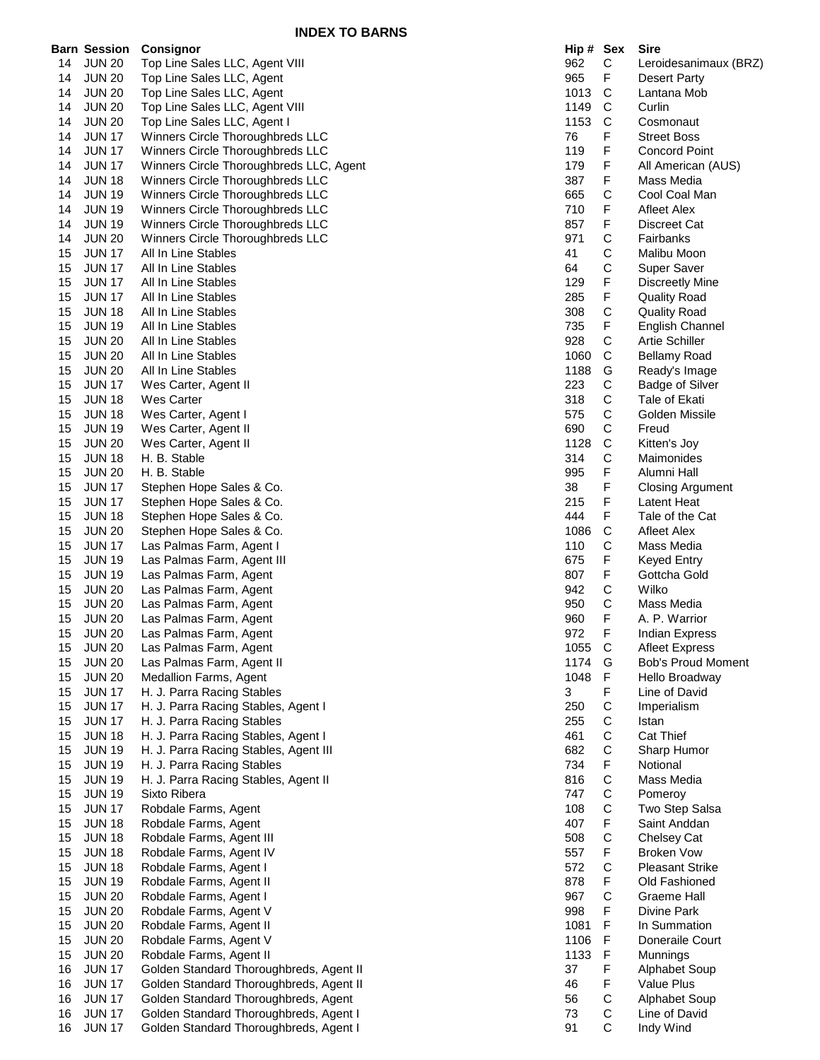## INDEX TO BARNS

| Barn | Session | Consignor | Hip # | Sex | Sire |
|---|---|---|---|---|---|
| 14 | JUN 20 | Top Line Sales LLC, Agent VIII | 962 | C | Leroidesanimaux (BRZ) |
| 14 | JUN 20 | Top Line Sales LLC, Agent | 965 | F | Desert Party |
| 14 | JUN 20 | Top Line Sales LLC, Agent | 1013 | C | Lantana Mob |
| 14 | JUN 20 | Top Line Sales LLC, Agent VIII | 1149 | C | Curlin |
| 14 | JUN 20 | Top Line Sales LLC, Agent I | 1153 | C | Cosmonaut |
| 14 | JUN 17 | Winners Circle Thoroughbreds LLC | 76 | F | Street Boss |
| 14 | JUN 17 | Winners Circle Thoroughbreds LLC | 119 | F | Concord Point |
| 14 | JUN 17 | Winners Circle Thoroughbreds LLC, Agent | 179 | F | All American (AUS) |
| 14 | JUN 18 | Winners Circle Thoroughbreds LLC | 387 | F | Mass Media |
| 14 | JUN 19 | Winners Circle Thoroughbreds LLC | 665 | C | Cool Coal Man |
| 14 | JUN 19 | Winners Circle Thoroughbreds LLC | 710 | F | Afleet Alex |
| 14 | JUN 19 | Winners Circle Thoroughbreds LLC | 857 | F | Discreet Cat |
| 14 | JUN 20 | Winners Circle Thoroughbreds LLC | 971 | C | Fairbanks |
| 15 | JUN 17 | All In Line Stables | 41 | C | Malibu Moon |
| 15 | JUN 17 | All In Line Stables | 64 | C | Super Saver |
| 15 | JUN 17 | All In Line Stables | 129 | F | Discreetly Mine |
| 15 | JUN 17 | All In Line Stables | 285 | F | Quality Road |
| 15 | JUN 18 | All In Line Stables | 308 | C | Quality Road |
| 15 | JUN 19 | All In Line Stables | 735 | F | English Channel |
| 15 | JUN 20 | All In Line Stables | 928 | C | Artie Schiller |
| 15 | JUN 20 | All In Line Stables | 1060 | C | Bellamy Road |
| 15 | JUN 20 | All In Line Stables | 1188 | G | Ready's Image |
| 15 | JUN 17 | Wes Carter, Agent II | 223 | C | Badge of Silver |
| 15 | JUN 18 | Wes Carter | 318 | C | Tale of Ekati |
| 15 | JUN 18 | Wes Carter, Agent I | 575 | C | Golden Missile |
| 15 | JUN 19 | Wes Carter, Agent II | 690 | C | Freud |
| 15 | JUN 20 | Wes Carter, Agent II | 1128 | C | Kitten's Joy |
| 15 | JUN 18 | H. B. Stable | 314 | C | Maimonides |
| 15 | JUN 20 | H. B. Stable | 995 | F | Alumni Hall |
| 15 | JUN 17 | Stephen Hope Sales & Co. | 38 | F | Closing Argument |
| 15 | JUN 17 | Stephen Hope Sales & Co. | 215 | F | Latent Heat |
| 15 | JUN 18 | Stephen Hope Sales & Co. | 444 | F | Tale of the Cat |
| 15 | JUN 20 | Stephen Hope Sales & Co. | 1086 | C | Afleet Alex |
| 15 | JUN 17 | Las Palmas Farm, Agent I | 110 | C | Mass Media |
| 15 | JUN 19 | Las Palmas Farm, Agent III | 675 | F | Keyed Entry |
| 15 | JUN 19 | Las Palmas Farm, Agent | 807 | F | Gottcha Gold |
| 15 | JUN 20 | Las Palmas Farm, Agent | 942 | C | Wilko |
| 15 | JUN 20 | Las Palmas Farm, Agent | 950 | C | Mass Media |
| 15 | JUN 20 | Las Palmas Farm, Agent | 960 | F | A. P. Warrior |
| 15 | JUN 20 | Las Palmas Farm, Agent | 972 | F | Indian Express |
| 15 | JUN 20 | Las Palmas Farm, Agent | 1055 | C | Afleet Express |
| 15 | JUN 20 | Las Palmas Farm, Agent II | 1174 | G | Bob's Proud Moment |
| 15 | JUN 20 | Medallion Farms, Agent | 1048 | F | Hello Broadway |
| 15 | JUN 17 | H. J. Parra Racing Stables | 3 | F | Line of David |
| 15 | JUN 17 | H. J. Parra Racing Stables, Agent I | 250 | C | Imperialism |
| 15 | JUN 17 | H. J. Parra Racing Stables | 255 | C | Istan |
| 15 | JUN 18 | H. J. Parra Racing Stables, Agent I | 461 | C | Cat Thief |
| 15 | JUN 19 | H. J. Parra Racing Stables, Agent III | 682 | C | Sharp Humor |
| 15 | JUN 19 | H. J. Parra Racing Stables | 734 | F | Notional |
| 15 | JUN 19 | H. J. Parra Racing Stables, Agent II | 816 | C | Mass Media |
| 15 | JUN 19 | Sixto Ribera | 747 | C | Pomeroy |
| 15 | JUN 17 | Robdale Farms, Agent | 108 | C | Two Step Salsa |
| 15 | JUN 18 | Robdale Farms, Agent | 407 | F | Saint Anddan |
| 15 | JUN 18 | Robdale Farms, Agent III | 508 | C | Chelsey Cat |
| 15 | JUN 18 | Robdale Farms, Agent IV | 557 | F | Broken Vow |
| 15 | JUN 18 | Robdale Farms, Agent I | 572 | C | Pleasant Strike |
| 15 | JUN 19 | Robdale Farms, Agent II | 878 | F | Old Fashioned |
| 15 | JUN 20 | Robdale Farms, Agent I | 967 | C | Graeme Hall |
| 15 | JUN 20 | Robdale Farms, Agent V | 998 | F | Divine Park |
| 15 | JUN 20 | Robdale Farms, Agent II | 1081 | F | In Summation |
| 15 | JUN 20 | Robdale Farms, Agent V | 1106 | F | Doneraile Court |
| 15 | JUN 20 | Robdale Farms, Agent II | 1133 | F | Munnings |
| 16 | JUN 17 | Golden Standard Thoroughbreds, Agent II | 37 | F | Alphabet Soup |
| 16 | JUN 17 | Golden Standard Thoroughbreds, Agent II | 46 | F | Value Plus |
| 16 | JUN 17 | Golden Standard Thoroughbreds, Agent | 56 | C | Alphabet Soup |
| 16 | JUN 17 | Golden Standard Thoroughbreds, Agent I | 73 | C | Line of David |
| 16 | JUN 17 | Golden Standard Thoroughbreds, Agent I | 91 | C | Indy Wind |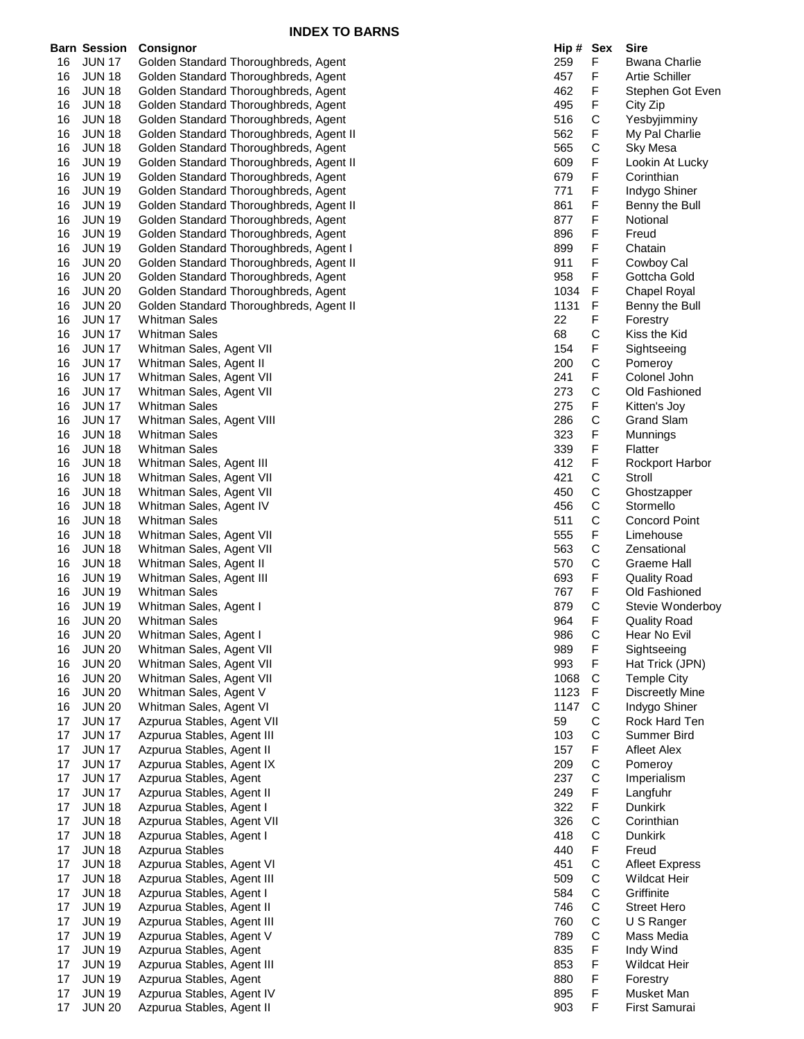## INDEX TO BARNS

| Barn | Session | Consignor | Hip # | Sex | Sire |
|---|---|---|---|---|---|
| 16 | JUN 17 | Golden Standard Thoroughbreds, Agent | 259 | F | Bwana Charlie |
| 16 | JUN 18 | Golden Standard Thoroughbreds, Agent | 457 | F | Artie Schiller |
| 16 | JUN 18 | Golden Standard Thoroughbreds, Agent | 462 | F | Stephen Got Even |
| 16 | JUN 18 | Golden Standard Thoroughbreds, Agent | 495 | F | City Zip |
| 16 | JUN 18 | Golden Standard Thoroughbreds, Agent | 516 | C | Yesbyjimminy |
| 16 | JUN 18 | Golden Standard Thoroughbreds, Agent II | 562 | F | My Pal Charlie |
| 16 | JUN 18 | Golden Standard Thoroughbreds, Agent | 565 | C | Sky Mesa |
| 16 | JUN 19 | Golden Standard Thoroughbreds, Agent II | 609 | F | Lookin At Lucky |
| 16 | JUN 19 | Golden Standard Thoroughbreds, Agent | 679 | F | Corinthian |
| 16 | JUN 19 | Golden Standard Thoroughbreds, Agent | 771 | F | Indygo Shiner |
| 16 | JUN 19 | Golden Standard Thoroughbreds, Agent II | 861 | F | Benny the Bull |
| 16 | JUN 19 | Golden Standard Thoroughbreds, Agent | 877 | F | Notional |
| 16 | JUN 19 | Golden Standard Thoroughbreds, Agent | 896 | F | Freud |
| 16 | JUN 19 | Golden Standard Thoroughbreds, Agent I | 899 | F | Chatain |
| 16 | JUN 20 | Golden Standard Thoroughbreds, Agent II | 911 | F | Cowboy Cal |
| 16 | JUN 20 | Golden Standard Thoroughbreds, Agent | 958 | F | Gottcha Gold |
| 16 | JUN 20 | Golden Standard Thoroughbreds, Agent | 1034 | F | Chapel Royal |
| 16 | JUN 20 | Golden Standard Thoroughbreds, Agent II | 1131 | F | Benny the Bull |
| 16 | JUN 17 | Whitman Sales | 22 | F | Forestry |
| 16 | JUN 17 | Whitman Sales | 68 | C | Kiss the Kid |
| 16 | JUN 17 | Whitman Sales, Agent VII | 154 | F | Sightseeing |
| 16 | JUN 17 | Whitman Sales, Agent II | 200 | C | Pomeroy |
| 16 | JUN 17 | Whitman Sales, Agent VII | 241 | F | Colonel John |
| 16 | JUN 17 | Whitman Sales, Agent VII | 273 | C | Old Fashioned |
| 16 | JUN 17 | Whitman Sales | 275 | F | Kitten's Joy |
| 16 | JUN 17 | Whitman Sales, Agent VIII | 286 | C | Grand Slam |
| 16 | JUN 18 | Whitman Sales | 323 | F | Munnings |
| 16 | JUN 18 | Whitman Sales | 339 | F | Flatter |
| 16 | JUN 18 | Whitman Sales, Agent III | 412 | F | Rockport Harbor |
| 16 | JUN 18 | Whitman Sales, Agent VII | 421 | C | Stroll |
| 16 | JUN 18 | Whitman Sales, Agent VII | 450 | C | Ghostzapper |
| 16 | JUN 18 | Whitman Sales, Agent IV | 456 | C | Stormello |
| 16 | JUN 18 | Whitman Sales | 511 | C | Concord Point |
| 16 | JUN 18 | Whitman Sales, Agent VII | 555 | F | Limehouse |
| 16 | JUN 18 | Whitman Sales, Agent VII | 563 | C | Zensational |
| 16 | JUN 18 | Whitman Sales, Agent II | 570 | C | Graeme Hall |
| 16 | JUN 19 | Whitman Sales, Agent III | 693 | F | Quality Road |
| 16 | JUN 19 | Whitman Sales | 767 | F | Old Fashioned |
| 16 | JUN 19 | Whitman Sales, Agent I | 879 | C | Stevie Wonderboy |
| 16 | JUN 20 | Whitman Sales | 964 | F | Quality Road |
| 16 | JUN 20 | Whitman Sales, Agent I | 986 | C | Hear No Evil |
| 16 | JUN 20 | Whitman Sales, Agent VII | 989 | F | Sightseeing |
| 16 | JUN 20 | Whitman Sales, Agent VII | 993 | F | Hat Trick (JPN) |
| 16 | JUN 20 | Whitman Sales, Agent VII | 1068 | C | Temple City |
| 16 | JUN 20 | Whitman Sales, Agent V | 1123 | F | Discreetly Mine |
| 16 | JUN 20 | Whitman Sales, Agent VI | 1147 | C | Indygo Shiner |
| 17 | JUN 17 | Azpurua Stables, Agent VII | 59 | C | Rock Hard Ten |
| 17 | JUN 17 | Azpurua Stables, Agent III | 103 | C | Summer Bird |
| 17 | JUN 17 | Azpurua Stables, Agent II | 157 | F | Afleet Alex |
| 17 | JUN 17 | Azpurua Stables, Agent IX | 209 | C | Pomeroy |
| 17 | JUN 17 | Azpurua Stables, Agent | 237 | C | Imperialism |
| 17 | JUN 17 | Azpurua Stables, Agent II | 249 | F | Langfuhr |
| 17 | JUN 18 | Azpurua Stables, Agent I | 322 | F | Dunkirk |
| 17 | JUN 18 | Azpurua Stables, Agent VII | 326 | C | Corinthian |
| 17 | JUN 18 | Azpurua Stables, Agent I | 418 | C | Dunkirk |
| 17 | JUN 18 | Azpurua Stables | 440 | F | Freud |
| 17 | JUN 18 | Azpurua Stables, Agent VI | 451 | C | Afleet Express |
| 17 | JUN 18 | Azpurua Stables, Agent III | 509 | C | Wildcat Heir |
| 17 | JUN 18 | Azpurua Stables, Agent I | 584 | C | Griffinite |
| 17 | JUN 19 | Azpurua Stables, Agent II | 746 | C | Street Hero |
| 17 | JUN 19 | Azpurua Stables, Agent III | 760 | C | U S Ranger |
| 17 | JUN 19 | Azpurua Stables, Agent V | 789 | C | Mass Media |
| 17 | JUN 19 | Azpurua Stables, Agent | 835 | F | Indy Wind |
| 17 | JUN 19 | Azpurua Stables, Agent III | 853 | F | Wildcat Heir |
| 17 | JUN 19 | Azpurua Stables, Agent | 880 | F | Forestry |
| 17 | JUN 19 | Azpurua Stables, Agent IV | 895 | F | Musket Man |
| 17 | JUN 20 | Azpurua Stables, Agent II | 903 | F | First Samurai |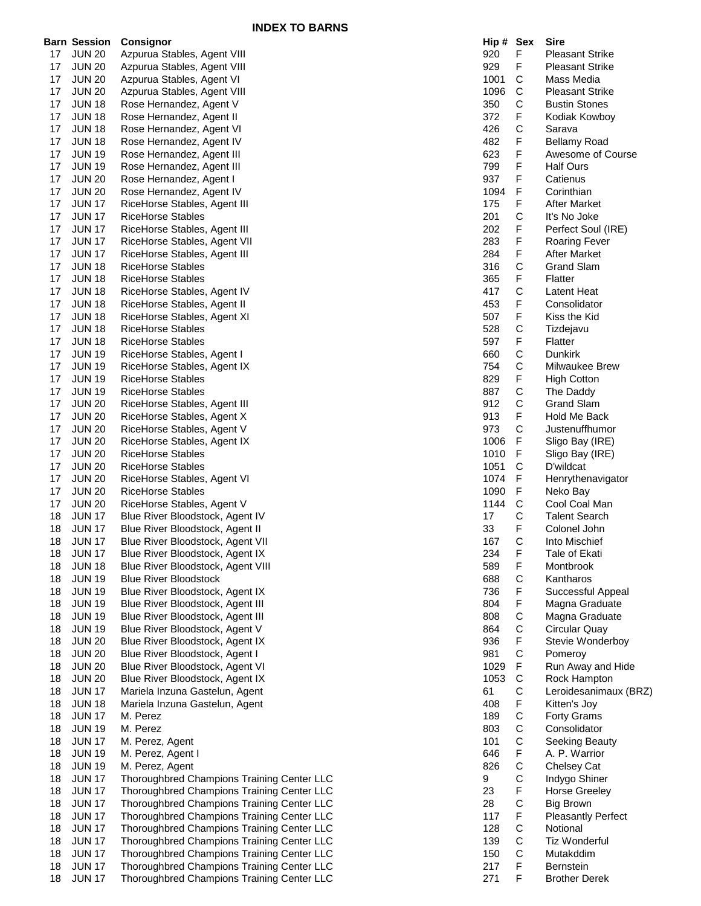## INDEX TO BARNS

| Barn | Session | Consignor | Hip # | Sex | Sire |
|---|---|---|---|---|---|
| 17 | JUN 20 | Azpurua Stables, Agent VIII | 920 | F | Pleasant Strike |
| 17 | JUN 20 | Azpurua Stables, Agent VIII | 929 | F | Pleasant Strike |
| 17 | JUN 20 | Azpurua Stables, Agent VI | 1001 | C | Mass Media |
| 17 | JUN 20 | Azpurua Stables, Agent VIII | 1096 | C | Pleasant Strike |
| 17 | JUN 18 | Rose Hernandez, Agent V | 350 | C | Bustin Stones |
| 17 | JUN 18 | Rose Hernandez, Agent II | 372 | F | Kodiak Kowboy |
| 17 | JUN 18 | Rose Hernandez, Agent VI | 426 | C | Sarava |
| 17 | JUN 18 | Rose Hernandez, Agent IV | 482 | F | Bellamy Road |
| 17 | JUN 19 | Rose Hernandez, Agent III | 623 | F | Awesome of Course |
| 17 | JUN 19 | Rose Hernandez, Agent III | 799 | F | Half Ours |
| 17 | JUN 20 | Rose Hernandez, Agent I | 937 | F | Catienus |
| 17 | JUN 20 | Rose Hernandez, Agent IV | 1094 | F | Corinthian |
| 17 | JUN 17 | RiceHorse Stables, Agent III | 175 | F | After Market |
| 17 | JUN 17 | RiceHorse Stables | 201 | C | It's No Joke |
| 17 | JUN 17 | RiceHorse Stables, Agent III | 202 | F | Perfect Soul (IRE) |
| 17 | JUN 17 | RiceHorse Stables, Agent VII | 283 | F | Roaring Fever |
| 17 | JUN 17 | RiceHorse Stables, Agent III | 284 | F | After Market |
| 17 | JUN 18 | RiceHorse Stables | 316 | C | Grand Slam |
| 17 | JUN 18 | RiceHorse Stables | 365 | F | Flatter |
| 17 | JUN 18 | RiceHorse Stables, Agent IV | 417 | C | Latent Heat |
| 17 | JUN 18 | RiceHorse Stables, Agent II | 453 | F | Consolidator |
| 17 | JUN 18 | RiceHorse Stables, Agent XI | 507 | F | Kiss the Kid |
| 17 | JUN 18 | RiceHorse Stables | 528 | C | Tizdejavu |
| 17 | JUN 18 | RiceHorse Stables | 597 | F | Flatter |
| 17 | JUN 19 | RiceHorse Stables, Agent I | 660 | C | Dunkirk |
| 17 | JUN 19 | RiceHorse Stables, Agent IX | 754 | C | Milwaukee Brew |
| 17 | JUN 19 | RiceHorse Stables | 829 | F | High Cotton |
| 17 | JUN 19 | RiceHorse Stables | 887 | C | The Daddy |
| 17 | JUN 20 | RiceHorse Stables, Agent III | 912 | C | Grand Slam |
| 17 | JUN 20 | RiceHorse Stables, Agent X | 913 | F | Hold Me Back |
| 17 | JUN 20 | RiceHorse Stables, Agent V | 973 | C | Justenuffhumor |
| 17 | JUN 20 | RiceHorse Stables, Agent IX | 1006 | F | Sligo Bay (IRE) |
| 17 | JUN 20 | RiceHorse Stables | 1010 | F | Sligo Bay (IRE) |
| 17 | JUN 20 | RiceHorse Stables | 1051 | C | D'wildcat |
| 17 | JUN 20 | RiceHorse Stables, Agent VI | 1074 | F | Henrythenavigator |
| 17 | JUN 20 | RiceHorse Stables | 1090 | F | Neko Bay |
| 17 | JUN 20 | RiceHorse Stables, Agent V | 1144 | C | Cool Coal Man |
| 18 | JUN 17 | Blue River Bloodstock, Agent IV | 17 | C | Talent Search |
| 18 | JUN 17 | Blue River Bloodstock, Agent II | 33 | F | Colonel John |
| 18 | JUN 17 | Blue River Bloodstock, Agent VII | 167 | C | Into Mischief |
| 18 | JUN 17 | Blue River Bloodstock, Agent IX | 234 | F | Tale of Ekati |
| 18 | JUN 18 | Blue River Bloodstock, Agent VIII | 589 | F | Montbrook |
| 18 | JUN 19 | Blue River Bloodstock | 688 | C | Kantharos |
| 18 | JUN 19 | Blue River Bloodstock, Agent IX | 736 | F | Successful Appeal |
| 18 | JUN 19 | Blue River Bloodstock, Agent III | 804 | F | Magna Graduate |
| 18 | JUN 19 | Blue River Bloodstock, Agent III | 808 | C | Magna Graduate |
| 18 | JUN 19 | Blue River Bloodstock, Agent V | 864 | C | Circular Quay |
| 18 | JUN 20 | Blue River Bloodstock, Agent IX | 936 | F | Stevie Wonderboy |
| 18 | JUN 20 | Blue River Bloodstock, Agent I | 981 | C | Pomeroy |
| 18 | JUN 20 | Blue River Bloodstock, Agent VI | 1029 | F | Run Away and Hide |
| 18 | JUN 20 | Blue River Bloodstock, Agent IX | 1053 | C | Rock Hampton |
| 18 | JUN 17 | Mariela Inzuna Gastelun, Agent | 61 | C | Leroidesanimaux (BRZ) |
| 18 | JUN 18 | Mariela Inzuna Gastelun, Agent | 408 | F | Kitten's Joy |
| 18 | JUN 17 | M. Perez | 189 | C | Forty Grams |
| 18 | JUN 19 | M. Perez | 803 | C | Consolidator |
| 18 | JUN 17 | M. Perez, Agent | 101 | C | Seeking Beauty |
| 18 | JUN 19 | M. Perez, Agent I | 646 | F | A. P. Warrior |
| 18 | JUN 19 | M. Perez, Agent | 826 | C | Chelsey Cat |
| 18 | JUN 17 | Thoroughbred Champions Training Center LLC | 9 | C | Indygo Shiner |
| 18 | JUN 17 | Thoroughbred Champions Training Center LLC | 23 | F | Horse Greeley |
| 18 | JUN 17 | Thoroughbred Champions Training Center LLC | 28 | C | Big Brown |
| 18 | JUN 17 | Thoroughbred Champions Training Center LLC | 117 | F | Pleasantly Perfect |
| 18 | JUN 17 | Thoroughbred Champions Training Center LLC | 128 | C | Notional |
| 18 | JUN 17 | Thoroughbred Champions Training Center LLC | 139 | C | Tiz Wonderful |
| 18 | JUN 17 | Thoroughbred Champions Training Center LLC | 150 | C | Mutakddim |
| 18 | JUN 17 | Thoroughbred Champions Training Center LLC | 217 | F | Bernstein |
| 18 | JUN 17 | Thoroughbred Champions Training Center LLC | 271 | F | Brother Derek |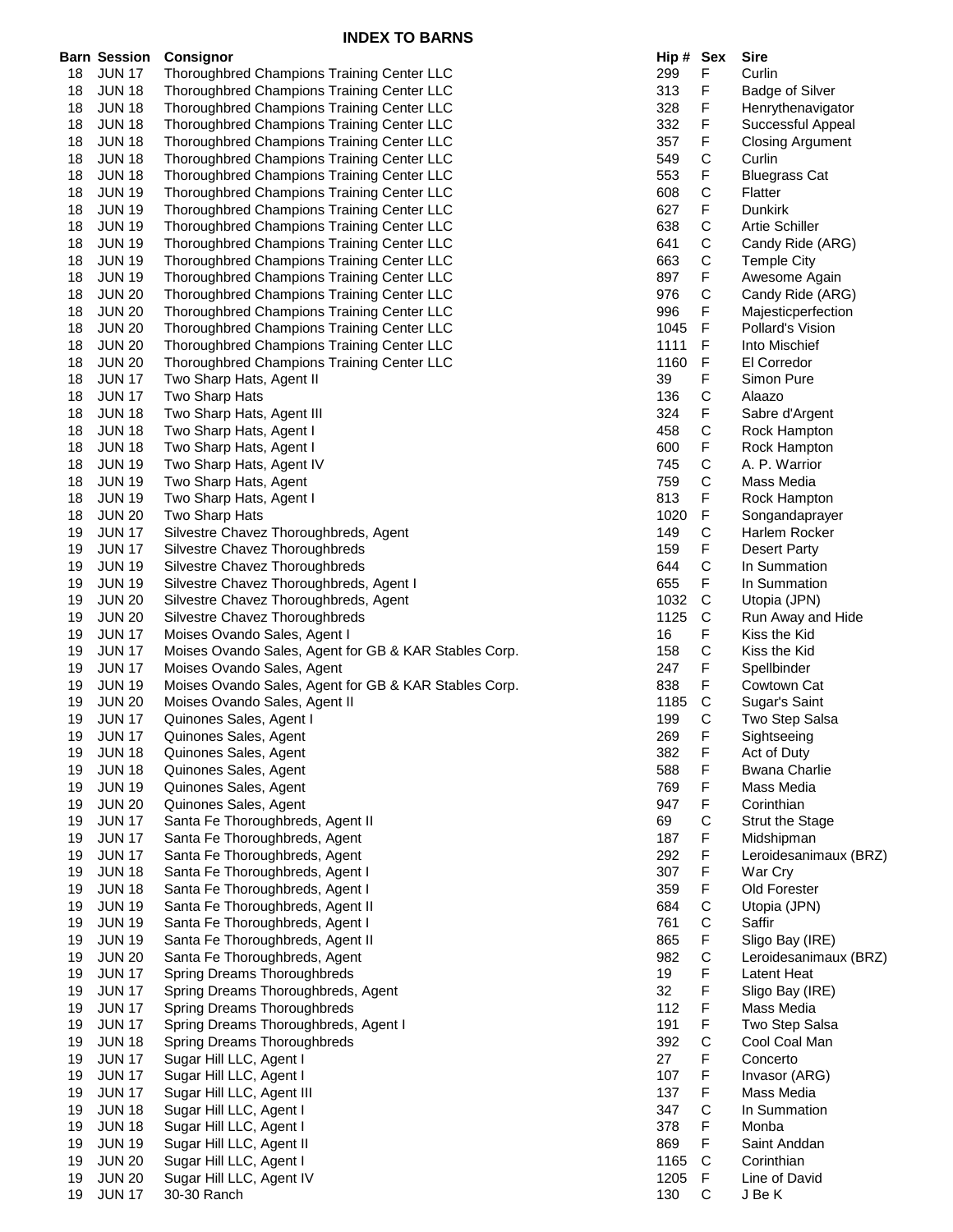## INDEX TO BARNS

| Barn | Session | Consignor | Hip # | Sex | Sire |
|---|---|---|---|---|---|
| 18 | JUN 17 | Thoroughbred Champions Training Center LLC | 299 | F | Curlin |
| 18 | JUN 18 | Thoroughbred Champions Training Center LLC | 313 | F | Badge of Silver |
| 18 | JUN 18 | Thoroughbred Champions Training Center LLC | 328 | F | Henrythenavigator |
| 18 | JUN 18 | Thoroughbred Champions Training Center LLC | 332 | F | Successful Appeal |
| 18 | JUN 18 | Thoroughbred Champions Training Center LLC | 357 | F | Closing Argument |
| 18 | JUN 18 | Thoroughbred Champions Training Center LLC | 549 | C | Curlin |
| 18 | JUN 18 | Thoroughbred Champions Training Center LLC | 553 | F | Bluegrass Cat |
| 18 | JUN 19 | Thoroughbred Champions Training Center LLC | 608 | C | Flatter |
| 18 | JUN 19 | Thoroughbred Champions Training Center LLC | 627 | F | Dunkirk |
| 18 | JUN 19 | Thoroughbred Champions Training Center LLC | 638 | C | Artie Schiller |
| 18 | JUN 19 | Thoroughbred Champions Training Center LLC | 641 | C | Candy Ride (ARG) |
| 18 | JUN 19 | Thoroughbred Champions Training Center LLC | 663 | C | Temple City |
| 18 | JUN 19 | Thoroughbred Champions Training Center LLC | 897 | F | Awesome Again |
| 18 | JUN 20 | Thoroughbred Champions Training Center LLC | 976 | C | Candy Ride (ARG) |
| 18 | JUN 20 | Thoroughbred Champions Training Center LLC | 996 | F | Majesticperfection |
| 18 | JUN 20 | Thoroughbred Champions Training Center LLC | 1045 | F | Pollard's Vision |
| 18 | JUN 20 | Thoroughbred Champions Training Center LLC | 1111 | F | Into Mischief |
| 18 | JUN 20 | Thoroughbred Champions Training Center LLC | 1160 | F | El Corredor |
| 18 | JUN 17 | Two Sharp Hats, Agent II | 39 | F | Simon Pure |
| 18 | JUN 17 | Two Sharp Hats | 136 | C | Alaazo |
| 18 | JUN 18 | Two Sharp Hats, Agent III | 324 | F | Sabre d'Argent |
| 18 | JUN 18 | Two Sharp Hats, Agent I | 458 | C | Rock Hampton |
| 18 | JUN 18 | Two Sharp Hats, Agent I | 600 | F | Rock Hampton |
| 18 | JUN 19 | Two Sharp Hats, Agent IV | 745 | C | A. P. Warrior |
| 18 | JUN 19 | Two Sharp Hats, Agent | 759 | C | Mass Media |
| 18 | JUN 19 | Two Sharp Hats, Agent I | 813 | F | Rock Hampton |
| 18 | JUN 20 | Two Sharp Hats | 1020 | F | Songandaprayer |
| 19 | JUN 17 | Silvestre Chavez Thoroughbreds, Agent | 149 | C | Harlem Rocker |
| 19 | JUN 17 | Silvestre Chavez Thoroughbreds | 159 | F | Desert Party |
| 19 | JUN 19 | Silvestre Chavez Thoroughbreds | 644 | C | In Summation |
| 19 | JUN 19 | Silvestre Chavez Thoroughbreds, Agent I | 655 | F | In Summation |
| 19 | JUN 20 | Silvestre Chavez Thoroughbreds, Agent | 1032 | C | Utopia (JPN) |
| 19 | JUN 20 | Silvestre Chavez Thoroughbreds | 1125 | C | Run Away and Hide |
| 19 | JUN 17 | Moises Ovando Sales, Agent I | 16 | F | Kiss the Kid |
| 19 | JUN 17 | Moises Ovando Sales, Agent for GB & KAR Stables Corp. | 158 | C | Kiss the Kid |
| 19 | JUN 17 | Moises Ovando Sales, Agent | 247 | F | Spellbinder |
| 19 | JUN 19 | Moises Ovando Sales, Agent for GB & KAR Stables Corp. | 838 | F | Cowtown Cat |
| 19 | JUN 20 | Moises Ovando Sales, Agent II | 1185 | C | Sugar's Saint |
| 19 | JUN 17 | Quinones Sales, Agent I | 199 | C | Two Step Salsa |
| 19 | JUN 17 | Quinones Sales, Agent | 269 | F | Sightseeing |
| 19 | JUN 18 | Quinones Sales, Agent | 382 | F | Act of Duty |
| 19 | JUN 18 | Quinones Sales, Agent | 588 | F | Bwana Charlie |
| 19 | JUN 19 | Quinones Sales, Agent | 769 | F | Mass Media |
| 19 | JUN 20 | Quinones Sales, Agent | 947 | F | Corinthian |
| 19 | JUN 17 | Santa Fe Thoroughbreds, Agent II | 69 | C | Strut the Stage |
| 19 | JUN 17 | Santa Fe Thoroughbreds, Agent | 187 | F | Midshipman |
| 19 | JUN 17 | Santa Fe Thoroughbreds, Agent | 292 | F | Leroidesanimaux (BRZ) |
| 19 | JUN 18 | Santa Fe Thoroughbreds, Agent I | 307 | F | War Cry |
| 19 | JUN 18 | Santa Fe Thoroughbreds, Agent I | 359 | F | Old Forester |
| 19 | JUN 19 | Santa Fe Thoroughbreds, Agent II | 684 | C | Utopia (JPN) |
| 19 | JUN 19 | Santa Fe Thoroughbreds, Agent I | 761 | C | Saffir |
| 19 | JUN 19 | Santa Fe Thoroughbreds, Agent II | 865 | F | Sligo Bay (IRE) |
| 19 | JUN 20 | Santa Fe Thoroughbreds, Agent | 982 | C | Leroidesanimaux (BRZ) |
| 19 | JUN 17 | Spring Dreams Thoroughbreds | 19 | F | Latent Heat |
| 19 | JUN 17 | Spring Dreams Thoroughbreds, Agent | 32 | F | Sligo Bay (IRE) |
| 19 | JUN 17 | Spring Dreams Thoroughbreds | 112 | F | Mass Media |
| 19 | JUN 17 | Spring Dreams Thoroughbreds, Agent I | 191 | F | Two Step Salsa |
| 19 | JUN 18 | Spring Dreams Thoroughbreds | 392 | C | Cool Coal Man |
| 19 | JUN 17 | Sugar Hill LLC, Agent I | 27 | F | Concerto |
| 19 | JUN 17 | Sugar Hill LLC, Agent I | 107 | F | Invasor (ARG) |
| 19 | JUN 17 | Sugar Hill LLC, Agent III | 137 | F | Mass Media |
| 19 | JUN 18 | Sugar Hill LLC, Agent I | 347 | C | In Summation |
| 19 | JUN 18 | Sugar Hill LLC, Agent I | 378 | F | Monba |
| 19 | JUN 19 | Sugar Hill LLC, Agent II | 869 | F | Saint Anddan |
| 19 | JUN 20 | Sugar Hill LLC, Agent I | 1165 | C | Corinthian |
| 19 | JUN 20 | Sugar Hill LLC, Agent IV | 1205 | F | Line of David |
| 19 | JUN 17 | 30-30 Ranch | 130 | C | J Be K |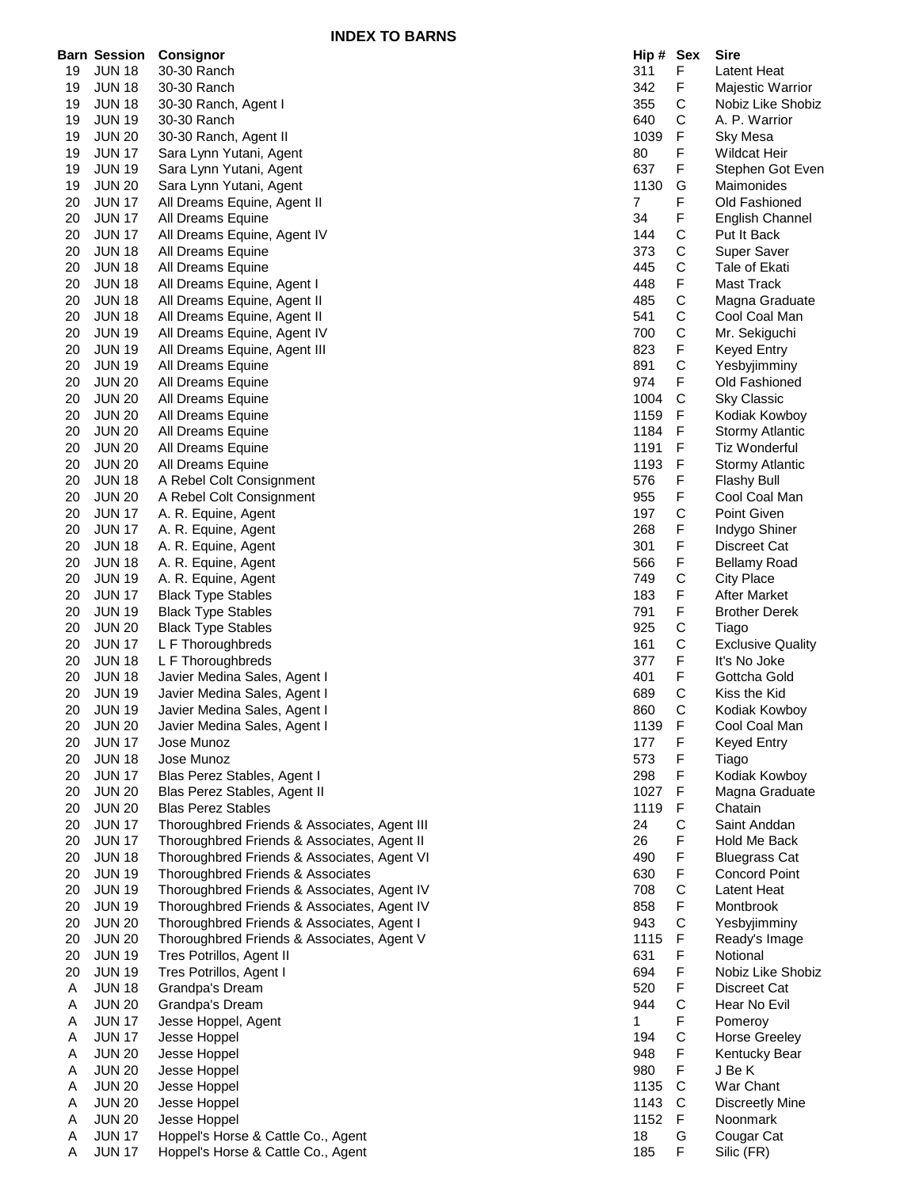## INDEX TO BARNS

| Barn | Session | Consignor | Hip # | Sex | Sire |
|---|---|---|---|---|---|
| 19 | JUN 18 | 30-30 Ranch | 311 | F | Latent Heat |
| 19 | JUN 18 | 30-30 Ranch | 342 | F | Majestic Warrior |
| 19 | JUN 18 | 30-30 Ranch, Agent I | 355 | C | Nobiz Like Shobiz |
| 19 | JUN 19 | 30-30 Ranch | 640 | C | A. P. Warrior |
| 19 | JUN 20 | 30-30 Ranch, Agent II | 1039 | F | Sky Mesa |
| 19 | JUN 17 | Sara Lynn Yutani, Agent | 80 | F | Wildcat Heir |
| 19 | JUN 19 | Sara Lynn Yutani, Agent | 637 | F | Stephen Got Even |
| 19 | JUN 20 | Sara Lynn Yutani, Agent | 1130 | G | Maimonides |
| 20 | JUN 17 | All Dreams Equine, Agent II | 7 | F | Old Fashioned |
| 20 | JUN 17 | All Dreams Equine | 34 | F | English Channel |
| 20 | JUN 17 | All Dreams Equine, Agent IV | 144 | C | Put It Back |
| 20 | JUN 18 | All Dreams Equine | 373 | C | Super Saver |
| 20 | JUN 18 | All Dreams Equine | 445 | C | Tale of Ekati |
| 20 | JUN 18 | All Dreams Equine, Agent I | 448 | F | Mast Track |
| 20 | JUN 18 | All Dreams Equine, Agent II | 485 | C | Magna Graduate |
| 20 | JUN 18 | All Dreams Equine, Agent II | 541 | C | Cool Coal Man |
| 20 | JUN 19 | All Dreams Equine, Agent IV | 700 | C | Mr. Sekiguchi |
| 20 | JUN 19 | All Dreams Equine, Agent III | 823 | F | Keyed Entry |
| 20 | JUN 19 | All Dreams Equine | 891 | C | Yesbyjimminy |
| 20 | JUN 20 | All Dreams Equine | 974 | F | Old Fashioned |
| 20 | JUN 20 | All Dreams Equine | 1004 | C | Sky Classic |
| 20 | JUN 20 | All Dreams Equine | 1159 | F | Kodiak Kowboy |
| 20 | JUN 20 | All Dreams Equine | 1184 | F | Stormy Atlantic |
| 20 | JUN 20 | All Dreams Equine | 1191 | F | Tiz Wonderful |
| 20 | JUN 20 | All Dreams Equine | 1193 | F | Stormy Atlantic |
| 20 | JUN 18 | A Rebel Colt Consignment | 576 | F | Flashy Bull |
| 20 | JUN 20 | A Rebel Colt Consignment | 955 | F | Cool Coal Man |
| 20 | JUN 17 | A. R. Equine, Agent | 197 | C | Point Given |
| 20 | JUN 17 | A. R. Equine, Agent | 268 | F | Indygo Shiner |
| 20 | JUN 18 | A. R. Equine, Agent | 301 | F | Discreet Cat |
| 20 | JUN 18 | A. R. Equine, Agent | 566 | F | Bellamy Road |
| 20 | JUN 19 | A. R. Equine, Agent | 749 | C | City Place |
| 20 | JUN 17 | Black Type Stables | 183 | F | After Market |
| 20 | JUN 19 | Black Type Stables | 791 | F | Brother Derek |
| 20 | JUN 20 | Black Type Stables | 925 | C | Tiago |
| 20 | JUN 17 | L F Thoroughbreds | 161 | C | Exclusive Quality |
| 20 | JUN 18 | L F Thoroughbreds | 377 | F | It's No Joke |
| 20 | JUN 18 | Javier Medina Sales, Agent I | 401 | F | Gottcha Gold |
| 20 | JUN 19 | Javier Medina Sales, Agent I | 689 | C | Kiss the Kid |
| 20 | JUN 19 | Javier Medina Sales, Agent I | 860 | C | Kodiak Kowboy |
| 20 | JUN 20 | Javier Medina Sales, Agent I | 1139 | F | Cool Coal Man |
| 20 | JUN 17 | Jose Munoz | 177 | F | Keyed Entry |
| 20 | JUN 18 | Jose Munoz | 573 | F | Tiago |
| 20 | JUN 17 | Blas Perez Stables, Agent I | 298 | F | Kodiak Kowboy |
| 20 | JUN 20 | Blas Perez Stables, Agent II | 1027 | F | Magna Graduate |
| 20 | JUN 20 | Blas Perez Stables | 1119 | F | Chatain |
| 20 | JUN 17 | Thoroughbred Friends & Associates, Agent III | 24 | C | Saint Anddan |
| 20 | JUN 17 | Thoroughbred Friends & Associates, Agent II | 26 | F | Hold Me Back |
| 20 | JUN 18 | Thoroughbred Friends & Associates, Agent VI | 490 | F | Bluegrass Cat |
| 20 | JUN 19 | Thoroughbred Friends & Associates | 630 | F | Concord Point |
| 20 | JUN 19 | Thoroughbred Friends & Associates, Agent IV | 708 | C | Latent Heat |
| 20 | JUN 19 | Thoroughbred Friends & Associates, Agent IV | 858 | F | Montbrook |
| 20 | JUN 20 | Thoroughbred Friends & Associates, Agent I | 943 | C | Yesbyjimminy |
| 20 | JUN 20 | Thoroughbred Friends & Associates, Agent V | 1115 | F | Ready's Image |
| 20 | JUN 19 | Tres Potrillos, Agent II | 631 | F | Notional |
| 20 | JUN 19 | Tres Potrillos, Agent I | 694 | F | Nobiz Like Shobiz |
| A | JUN 18 | Grandpa's Dream | 520 | F | Discreet Cat |
| A | JUN 20 | Grandpa's Dream | 944 | C | Hear No Evil |
| A | JUN 17 | Jesse Hoppel, Agent | 1 | F | Pomeroy |
| A | JUN 17 | Jesse Hoppel | 194 | C | Horse Greeley |
| A | JUN 20 | Jesse Hoppel | 948 | F | Kentucky Bear |
| A | JUN 20 | Jesse Hoppel | 980 | F | J Be K |
| A | JUN 20 | Jesse Hoppel | 1135 | C | War Chant |
| A | JUN 20 | Jesse Hoppel | 1143 | C | Discreetly Mine |
| A | JUN 20 | Jesse Hoppel | 1152 | F | Noonmark |
| A | JUN 17 | Hoppel's Horse & Cattle Co., Agent | 18 | G | Cougar Cat |
| A | JUN 17 | Hoppel's Horse & Cattle Co., Agent | 185 | F | Silic (FR) |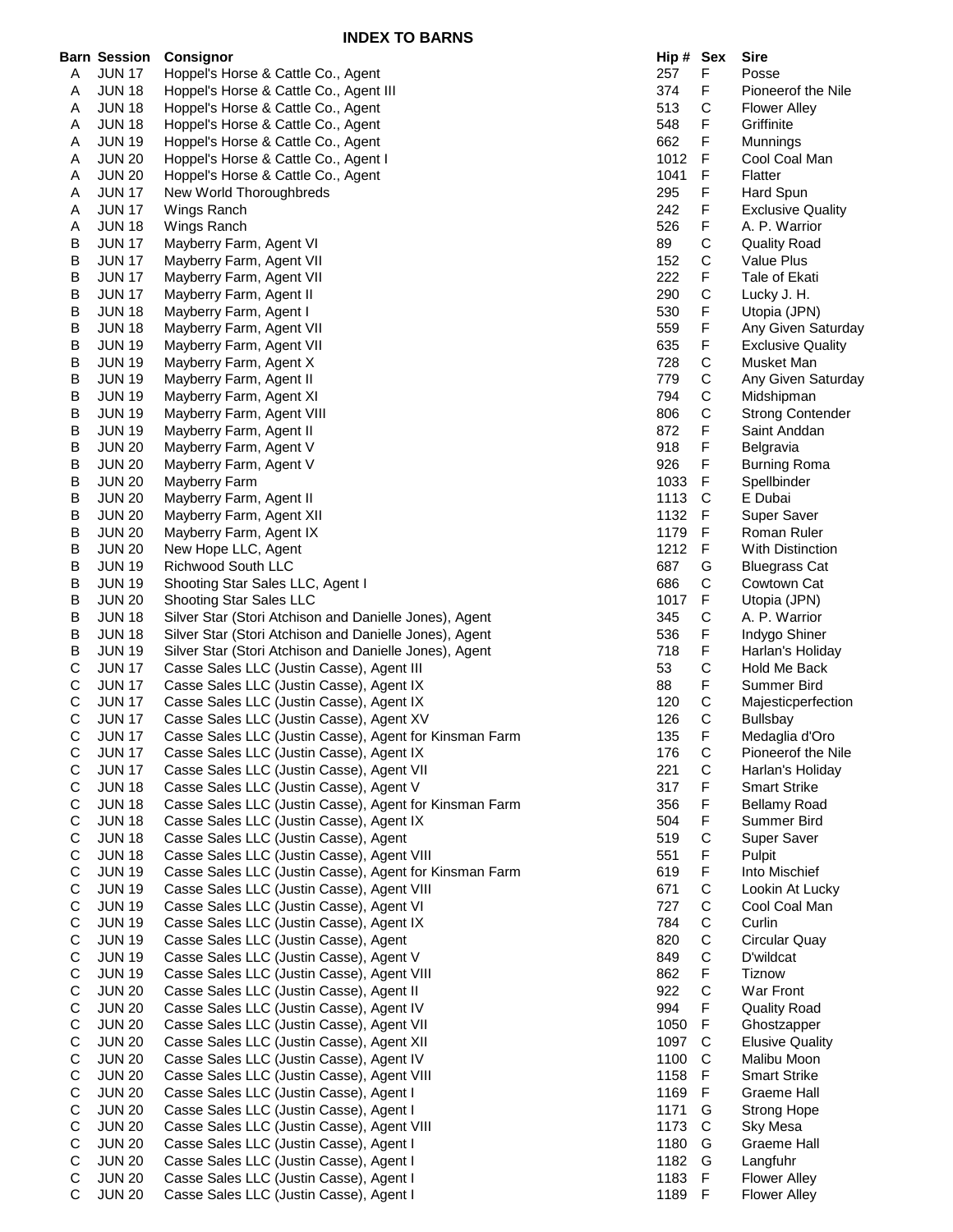## INDEX TO BARNS

| Barn | Session | Consignor | Hip # | Sex | Sire |
|---|---|---|---|---|---|
| A | JUN 17 | Hoppel's Horse & Cattle Co., Agent | 257 | F | Posse |
| A | JUN 18 | Hoppel's Horse & Cattle Co., Agent III | 374 | F | Pioneerof the Nile |
| A | JUN 18 | Hoppel's Horse & Cattle Co., Agent | 513 | C | Flower Alley |
| A | JUN 18 | Hoppel's Horse & Cattle Co., Agent | 548 | F | Griffinite |
| A | JUN 19 | Hoppel's Horse & Cattle Co., Agent | 662 | F | Munnings |
| A | JUN 20 | Hoppel's Horse & Cattle Co., Agent I | 1012 | F | Cool Coal Man |
| A | JUN 20 | Hoppel's Horse & Cattle Co., Agent | 1041 | F | Flatter |
| A | JUN 17 | New World Thoroughbreds | 295 | F | Hard Spun |
| A | JUN 17 | Wings Ranch | 242 | F | Exclusive Quality |
| A | JUN 18 | Wings Ranch | 526 | F | A. P. Warrior |
| B | JUN 17 | Mayberry Farm, Agent VI | 89 | C | Quality Road |
| B | JUN 17 | Mayberry Farm, Agent VII | 152 | C | Value Plus |
| B | JUN 17 | Mayberry Farm, Agent VII | 222 | F | Tale of Ekati |
| B | JUN 17 | Mayberry Farm, Agent II | 290 | C | Lucky J. H. |
| B | JUN 18 | Mayberry Farm, Agent I | 530 | F | Utopia (JPN) |
| B | JUN 18 | Mayberry Farm, Agent VII | 559 | F | Any Given Saturday |
| B | JUN 19 | Mayberry Farm, Agent VII | 635 | F | Exclusive Quality |
| B | JUN 19 | Mayberry Farm, Agent X | 728 | C | Musket Man |
| B | JUN 19 | Mayberry Farm, Agent II | 779 | C | Any Given Saturday |
| B | JUN 19 | Mayberry Farm, Agent XI | 794 | C | Midshipman |
| B | JUN 19 | Mayberry Farm, Agent VIII | 806 | C | Strong Contender |
| B | JUN 19 | Mayberry Farm, Agent II | 872 | F | Saint Anddan |
| B | JUN 20 | Mayberry Farm, Agent V | 918 | F | Belgravia |
| B | JUN 20 | Mayberry Farm, Agent V | 926 | F | Burning Roma |
| B | JUN 20 | Mayberry Farm | 1033 | F | Spellbinder |
| B | JUN 20 | Mayberry Farm, Agent II | 1113 | C | E Dubai |
| B | JUN 20 | Mayberry Farm, Agent XII | 1132 | F | Super Saver |
| B | JUN 20 | Mayberry Farm, Agent IX | 1179 | F | Roman Ruler |
| B | JUN 20 | New Hope LLC, Agent | 1212 | F | With Distinction |
| B | JUN 19 | Richwood South LLC | 687 | G | Bluegrass Cat |
| B | JUN 19 | Shooting Star Sales LLC, Agent I | 686 | C | Cowtown Cat |
| B | JUN 20 | Shooting Star Sales LLC | 1017 | F | Utopia (JPN) |
| B | JUN 18 | Silver Star (Stori Atchison and Danielle Jones), Agent | 345 | C | A. P. Warrior |
| B | JUN 18 | Silver Star (Stori Atchison and Danielle Jones), Agent | 536 | F | Indygo Shiner |
| B | JUN 19 | Silver Star (Stori Atchison and Danielle Jones), Agent | 718 | F | Harlan's Holiday |
| C | JUN 17 | Casse Sales LLC (Justin Casse), Agent III | 53 | C | Hold Me Back |
| C | JUN 17 | Casse Sales LLC (Justin Casse), Agent IX | 88 | F | Summer Bird |
| C | JUN 17 | Casse Sales LLC (Justin Casse), Agent IX | 120 | C | Majesticperfection |
| C | JUN 17 | Casse Sales LLC (Justin Casse), Agent XV | 126 | C | Bullsbay |
| C | JUN 17 | Casse Sales LLC (Justin Casse), Agent for Kinsman Farm | 135 | F | Medaglia d'Oro |
| C | JUN 17 | Casse Sales LLC (Justin Casse), Agent IX | 176 | C | Pioneerof the Nile |
| C | JUN 17 | Casse Sales LLC (Justin Casse), Agent VII | 221 | C | Harlan's Holiday |
| C | JUN 18 | Casse Sales LLC (Justin Casse), Agent V | 317 | F | Smart Strike |
| C | JUN 18 | Casse Sales LLC (Justin Casse), Agent for Kinsman Farm | 356 | F | Bellamy Road |
| C | JUN 18 | Casse Sales LLC (Justin Casse), Agent IX | 504 | F | Summer Bird |
| C | JUN 18 | Casse Sales LLC (Justin Casse), Agent | 519 | C | Super Saver |
| C | JUN 18 | Casse Sales LLC (Justin Casse), Agent VIII | 551 | F | Pulpit |
| C | JUN 19 | Casse Sales LLC (Justin Casse), Agent for Kinsman Farm | 619 | F | Into Mischief |
| C | JUN 19 | Casse Sales LLC (Justin Casse), Agent VIII | 671 | C | Lookin At Lucky |
| C | JUN 19 | Casse Sales LLC (Justin Casse), Agent VI | 727 | C | Cool Coal Man |
| C | JUN 19 | Casse Sales LLC (Justin Casse), Agent IX | 784 | C | Curlin |
| C | JUN 19 | Casse Sales LLC (Justin Casse), Agent | 820 | C | Circular Quay |
| C | JUN 19 | Casse Sales LLC (Justin Casse), Agent V | 849 | C | D'wildcat |
| C | JUN 19 | Casse Sales LLC (Justin Casse), Agent VIII | 862 | F | Tiznow |
| C | JUN 20 | Casse Sales LLC (Justin Casse), Agent II | 922 | C | War Front |
| C | JUN 20 | Casse Sales LLC (Justin Casse), Agent IV | 994 | F | Quality Road |
| C | JUN 20 | Casse Sales LLC (Justin Casse), Agent VII | 1050 | F | Ghostzapper |
| C | JUN 20 | Casse Sales LLC (Justin Casse), Agent XII | 1097 | C | Elusive Quality |
| C | JUN 20 | Casse Sales LLC (Justin Casse), Agent IV | 1100 | C | Malibu Moon |
| C | JUN 20 | Casse Sales LLC (Justin Casse), Agent VIII | 1158 | F | Smart Strike |
| C | JUN 20 | Casse Sales LLC (Justin Casse), Agent I | 1169 | F | Graeme Hall |
| C | JUN 20 | Casse Sales LLC (Justin Casse), Agent I | 1171 | G | Strong Hope |
| C | JUN 20 | Casse Sales LLC (Justin Casse), Agent VIII | 1173 | C | Sky Mesa |
| C | JUN 20 | Casse Sales LLC (Justin Casse), Agent I | 1180 | G | Graeme Hall |
| C | JUN 20 | Casse Sales LLC (Justin Casse), Agent I | 1182 | G | Langfuhr |
| C | JUN 20 | Casse Sales LLC (Justin Casse), Agent I | 1183 | F | Flower Alley |
| C | JUN 20 | Casse Sales LLC (Justin Casse), Agent I | 1189 | F | Flower Alley |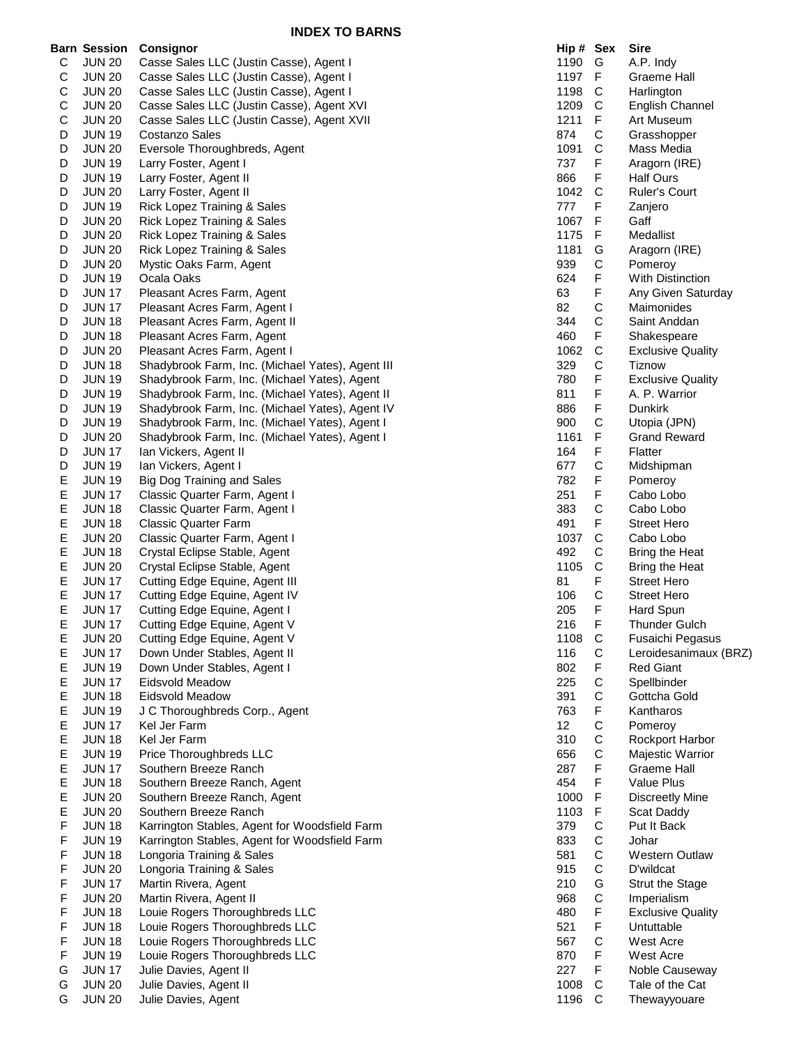# INDEX TO BARNS

| Barn | Session | Consignor | Hip # | Sex | Sire |
|---|---|---|---|---|---|
| C | JUN 20 | Casse Sales LLC (Justin Casse), Agent I | 1190 | G | A.P. Indy |
| C | JUN 20 | Casse Sales LLC (Justin Casse), Agent I | 1197 | F | Graeme Hall |
| C | JUN 20 | Casse Sales LLC (Justin Casse), Agent I | 1198 | C | Harlington |
| C | JUN 20 | Casse Sales LLC (Justin Casse), Agent XVI | 1209 | C | English Channel |
| C | JUN 20 | Casse Sales LLC (Justin Casse), Agent XVII | 1211 | F | Art Museum |
| D | JUN 19 | Costanzo Sales | 874 | C | Grasshopper |
| D | JUN 20 | Eversole Thoroughbreds, Agent | 1091 | C | Mass Media |
| D | JUN 19 | Larry Foster, Agent I | 737 | F | Aragorn (IRE) |
| D | JUN 19 | Larry Foster, Agent II | 866 | F | Half Ours |
| D | JUN 20 | Larry Foster, Agent II | 1042 | C | Ruler's Court |
| D | JUN 19 | Rick Lopez Training & Sales | 777 | F | Zanjero |
| D | JUN 20 | Rick Lopez Training & Sales | 1067 | F | Gaff |
| D | JUN 20 | Rick Lopez Training & Sales | 1175 | F | Medallist |
| D | JUN 20 | Rick Lopez Training & Sales | 1181 | G | Aragorn (IRE) |
| D | JUN 20 | Mystic Oaks Farm, Agent | 939 | C | Pomeroy |
| D | JUN 19 | Ocala Oaks | 624 | F | With Distinction |
| D | JUN 17 | Pleasant Acres Farm, Agent | 63 | F | Any Given Saturday |
| D | JUN 17 | Pleasant Acres Farm, Agent I | 82 | C | Maimonides |
| D | JUN 18 | Pleasant Acres Farm, Agent II | 344 | C | Saint Anddan |
| D | JUN 18 | Pleasant Acres Farm, Agent | 460 | F | Shakespeare |
| D | JUN 20 | Pleasant Acres Farm, Agent I | 1062 | C | Exclusive Quality |
| D | JUN 18 | Shadybrook Farm, Inc. (Michael Yates), Agent III | 329 | C | Tiznow |
| D | JUN 19 | Shadybrook Farm, Inc. (Michael Yates), Agent | 780 | F | Exclusive Quality |
| D | JUN 19 | Shadybrook Farm, Inc. (Michael Yates), Agent II | 811 | F | A. P. Warrior |
| D | JUN 19 | Shadybrook Farm, Inc. (Michael Yates), Agent IV | 886 | F | Dunkirk |
| D | JUN 19 | Shadybrook Farm, Inc. (Michael Yates), Agent I | 900 | C | Utopia (JPN) |
| D | JUN 20 | Shadybrook Farm, Inc. (Michael Yates), Agent I | 1161 | F | Grand Reward |
| D | JUN 17 | Ian Vickers, Agent II | 164 | F | Flatter |
| D | JUN 19 | Ian Vickers, Agent I | 677 | C | Midshipman |
| E | JUN 19 | Big Dog Training and Sales | 782 | F | Pomeroy |
| E | JUN 17 | Classic Quarter Farm, Agent I | 251 | F | Cabo Lobo |
| E | JUN 18 | Classic Quarter Farm, Agent I | 383 | C | Cabo Lobo |
| E | JUN 18 | Classic Quarter Farm | 491 | F | Street Hero |
| E | JUN 20 | Classic Quarter Farm, Agent I | 1037 | C | Cabo Lobo |
| E | JUN 18 | Crystal Eclipse Stable, Agent | 492 | C | Bring the Heat |
| E | JUN 20 | Crystal Eclipse Stable, Agent | 1105 | C | Bring the Heat |
| E | JUN 17 | Cutting Edge Equine, Agent III | 81 | F | Street Hero |
| E | JUN 17 | Cutting Edge Equine, Agent IV | 106 | C | Street Hero |
| E | JUN 17 | Cutting Edge Equine, Agent I | 205 | F | Hard Spun |
| E | JUN 17 | Cutting Edge Equine, Agent V | 216 | F | Thunder Gulch |
| E | JUN 20 | Cutting Edge Equine, Agent V | 1108 | C | Fusaichi Pegasus |
| E | JUN 17 | Down Under Stables, Agent II | 116 | C | Leroidesanimaux (BRZ) |
| E | JUN 19 | Down Under Stables, Agent I | 802 | F | Red Giant |
| E | JUN 17 | Eidsvold Meadow | 225 | C | Spellbinder |
| E | JUN 18 | Eidsvold Meadow | 391 | C | Gottcha Gold |
| E | JUN 19 | J C Thoroughbreds Corp., Agent | 763 | F | Kantharos |
| E | JUN 17 | Kel Jer Farm | 12 | C | Pomeroy |
| E | JUN 18 | Kel Jer Farm | 310 | C | Rockport Harbor |
| E | JUN 19 | Price Thoroughbreds LLC | 656 | C | Majestic Warrior |
| E | JUN 17 | Southern Breeze Ranch | 287 | F | Graeme Hall |
| E | JUN 18 | Southern Breeze Ranch, Agent | 454 | F | Value Plus |
| E | JUN 20 | Southern Breeze Ranch, Agent | 1000 | F | Discreetly Mine |
| E | JUN 20 | Southern Breeze Ranch | 1103 | F | Scat Daddy |
| F | JUN 18 | Karrington Stables, Agent for Woodsfield Farm | 379 | C | Put It Back |
| F | JUN 19 | Karrington Stables, Agent for Woodsfield Farm | 833 | C | Johar |
| F | JUN 18 | Longoria Training & Sales | 581 | C | Western Outlaw |
| F | JUN 20 | Longoria Training & Sales | 915 | C | D'wildcat |
| F | JUN 17 | Martin Rivera, Agent | 210 | G | Strut the Stage |
| F | JUN 20 | Martin Rivera, Agent II | 968 | C | Imperialism |
| F | JUN 18 | Louie Rogers Thoroughbreds LLC | 480 | F | Exclusive Quality |
| F | JUN 18 | Louie Rogers Thoroughbreds LLC | 521 | F | Untuttable |
| F | JUN 18 | Louie Rogers Thoroughbreds LLC | 567 | C | West Acre |
| F | JUN 19 | Louie Rogers Thoroughbreds LLC | 870 | F | West Acre |
| G | JUN 17 | Julie Davies, Agent II | 227 | F | Noble Causeway |
| G | JUN 20 | Julie Davies, Agent II | 1008 | C | Tale of the Cat |
| G | JUN 20 | Julie Davies, Agent | 1196 | C | Thewayyouare |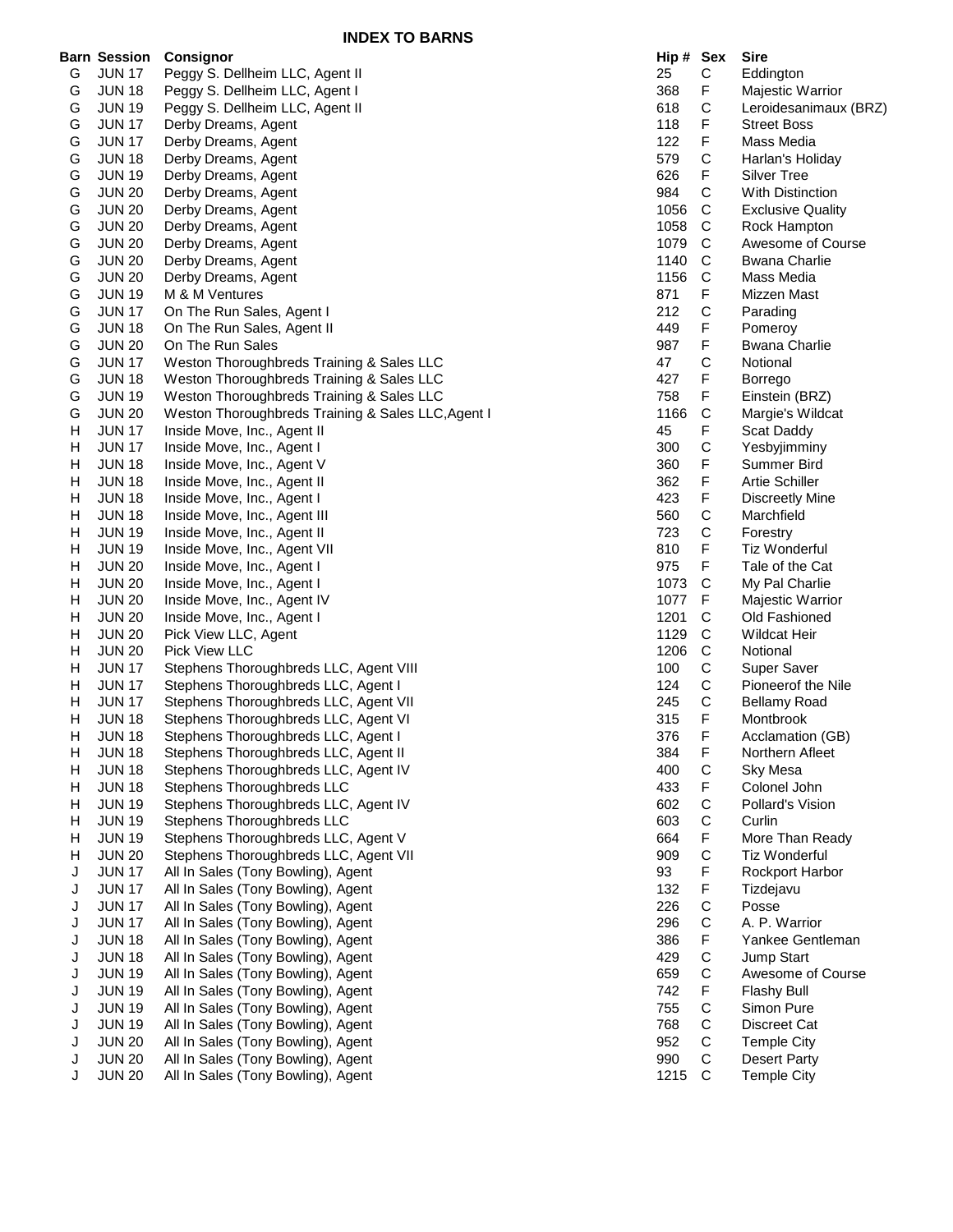## INDEX TO BARNS

| Barn | Session | Consignor | Hip # | Sex | Sire |
|---|---|---|---|---|---|
| G | JUN 17 | Peggy S. Dellheim LLC, Agent II | 25 | C | Eddington |
| G | JUN 18 | Peggy S. Dellheim LLC, Agent I | 368 | F | Majestic Warrior |
| G | JUN 19 | Peggy S. Dellheim LLC, Agent II | 618 | C | Leroidesanimaux (BRZ) |
| G | JUN 17 | Derby Dreams, Agent | 118 | F | Street Boss |
| G | JUN 17 | Derby Dreams, Agent | 122 | F | Mass Media |
| G | JUN 18 | Derby Dreams, Agent | 579 | C | Harlan's Holiday |
| G | JUN 19 | Derby Dreams, Agent | 626 | F | Silver Tree |
| G | JUN 20 | Derby Dreams, Agent | 984 | C | With Distinction |
| G | JUN 20 | Derby Dreams, Agent | 1056 | C | Exclusive Quality |
| G | JUN 20 | Derby Dreams, Agent | 1058 | C | Rock Hampton |
| G | JUN 20 | Derby Dreams, Agent | 1079 | C | Awesome of Course |
| G | JUN 20 | Derby Dreams, Agent | 1140 | C | Bwana Charlie |
| G | JUN 20 | Derby Dreams, Agent | 1156 | C | Mass Media |
| G | JUN 19 | M & M Ventures | 871 | F | Mizzen Mast |
| G | JUN 17 | On The Run Sales, Agent I | 212 | C | Parading |
| G | JUN 18 | On The Run Sales, Agent II | 449 | F | Pomeroy |
| G | JUN 20 | On The Run Sales | 987 | F | Bwana Charlie |
| G | JUN 17 | Weston Thoroughbreds Training & Sales LLC | 47 | C | Notional |
| G | JUN 18 | Weston Thoroughbreds Training & Sales LLC | 427 | F | Borrego |
| G | JUN 19 | Weston Thoroughbreds Training & Sales LLC | 758 | F | Einstein (BRZ) |
| G | JUN 20 | Weston Thoroughbreds Training & Sales LLC,Agent I | 1166 | C | Margie's Wildcat |
| H | JUN 17 | Inside Move, Inc., Agent II | 45 | F | Scat Daddy |
| H | JUN 17 | Inside Move, Inc., Agent I | 300 | C | Yesbyjimminy |
| H | JUN 18 | Inside Move, Inc., Agent V | 360 | F | Summer Bird |
| H | JUN 18 | Inside Move, Inc., Agent II | 362 | F | Artie Schiller |
| H | JUN 18 | Inside Move, Inc., Agent I | 423 | F | Discreetly Mine |
| H | JUN 18 | Inside Move, Inc., Agent III | 560 | C | Marchfield |
| H | JUN 19 | Inside Move, Inc., Agent II | 723 | C | Forestry |
| H | JUN 19 | Inside Move, Inc., Agent VII | 810 | F | Tiz Wonderful |
| H | JUN 20 | Inside Move, Inc., Agent I | 975 | F | Tale of the Cat |
| H | JUN 20 | Inside Move, Inc., Agent I | 1073 | C | My Pal Charlie |
| H | JUN 20 | Inside Move, Inc., Agent IV | 1077 | F | Majestic Warrior |
| H | JUN 20 | Inside Move, Inc., Agent I | 1201 | C | Old Fashioned |
| H | JUN 20 | Pick View LLC, Agent | 1129 | C | Wildcat Heir |
| H | JUN 20 | Pick View LLC | 1206 | C | Notional |
| H | JUN 17 | Stephens Thoroughbreds LLC, Agent VIII | 100 | C | Super Saver |
| H | JUN 17 | Stephens Thoroughbreds LLC, Agent I | 124 | C | Pioneerof the Nile |
| H | JUN 17 | Stephens Thoroughbreds LLC, Agent VII | 245 | C | Bellamy Road |
| H | JUN 18 | Stephens Thoroughbreds LLC, Agent VI | 315 | F | Montbrook |
| H | JUN 18 | Stephens Thoroughbreds LLC, Agent I | 376 | F | Acclamation (GB) |
| H | JUN 18 | Stephens Thoroughbreds LLC, Agent II | 384 | F | Northern Afleet |
| H | JUN 18 | Stephens Thoroughbreds LLC, Agent IV | 400 | C | Sky Mesa |
| H | JUN 18 | Stephens Thoroughbreds LLC | 433 | F | Colonel John |
| H | JUN 19 | Stephens Thoroughbreds LLC, Agent IV | 602 | C | Pollard's Vision |
| H | JUN 19 | Stephens Thoroughbreds LLC | 603 | C | Curlin |
| H | JUN 19 | Stephens Thoroughbreds LLC, Agent V | 664 | F | More Than Ready |
| H | JUN 20 | Stephens Thoroughbreds LLC, Agent VII | 909 | C | Tiz Wonderful |
| J | JUN 17 | All In Sales (Tony Bowling), Agent | 93 | F | Rockport Harbor |
| J | JUN 17 | All In Sales (Tony Bowling), Agent | 132 | F | Tizdejavu |
| J | JUN 17 | All In Sales (Tony Bowling), Agent | 226 | C | Posse |
| J | JUN 17 | All In Sales (Tony Bowling), Agent | 296 | C | A. P. Warrior |
| J | JUN 18 | All In Sales (Tony Bowling), Agent | 386 | F | Yankee Gentleman |
| J | JUN 18 | All In Sales (Tony Bowling), Agent | 429 | C | Jump Start |
| J | JUN 19 | All In Sales (Tony Bowling), Agent | 659 | C | Awesome of Course |
| J | JUN 19 | All In Sales (Tony Bowling), Agent | 742 | F | Flashy Bull |
| J | JUN 19 | All In Sales (Tony Bowling), Agent | 755 | C | Simon Pure |
| J | JUN 19 | All In Sales (Tony Bowling), Agent | 768 | C | Discreet Cat |
| J | JUN 20 | All In Sales (Tony Bowling), Agent | 952 | C | Temple City |
| J | JUN 20 | All In Sales (Tony Bowling), Agent | 990 | C | Desert Party |
| J | JUN 20 | All In Sales (Tony Bowling), Agent | 1215 | C | Temple City |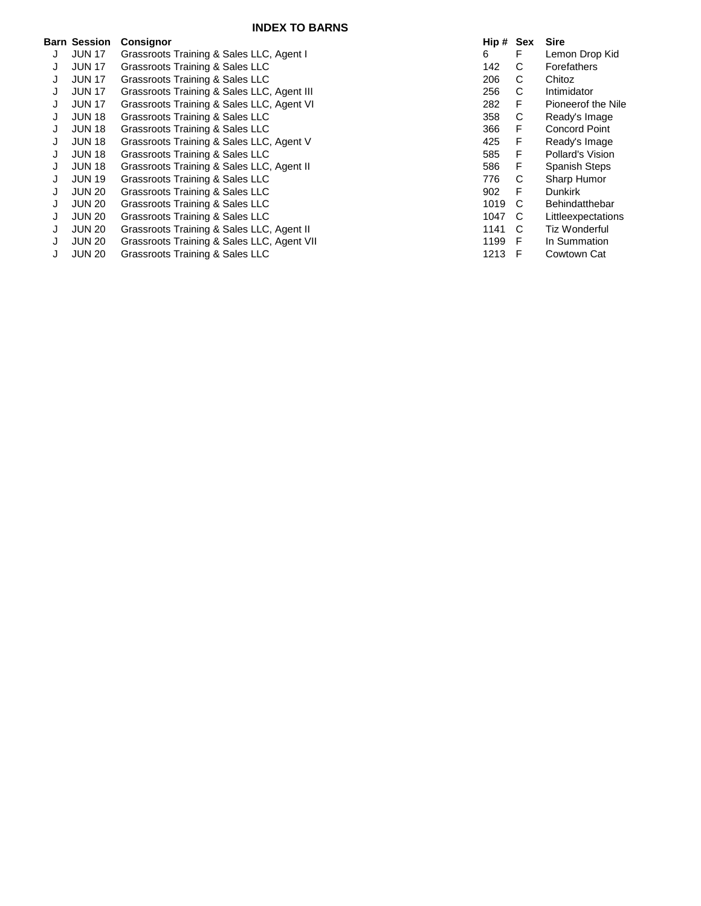## INDEX TO BARNS

| Barn | Session | Consignor | Hip # | Sex | Sire |
|---|---|---|---|---|---|
| J | JUN 17 | Grassroots Training & Sales LLC, Agent I | 6 | F | Lemon Drop Kid |
| J | JUN 17 | Grassroots Training & Sales LLC | 142 | C | Forefathers |
| J | JUN 17 | Grassroots Training & Sales LLC | 206 | C | Chitoz |
| J | JUN 17 | Grassroots Training & Sales LLC, Agent III | 256 | C | Intimidator |
| J | JUN 17 | Grassroots Training & Sales LLC, Agent VI | 282 | F | Pioneerof the Nile |
| J | JUN 18 | Grassroots Training & Sales LLC | 358 | C | Ready's Image |
| J | JUN 18 | Grassroots Training & Sales LLC | 366 | F | Concord Point |
| J | JUN 18 | Grassroots Training & Sales LLC, Agent V | 425 | F | Ready's Image |
| J | JUN 18 | Grassroots Training & Sales LLC | 585 | F | Pollard's Vision |
| J | JUN 18 | Grassroots Training & Sales LLC, Agent II | 586 | F | Spanish Steps |
| J | JUN 19 | Grassroots Training & Sales LLC | 776 | C | Sharp Humor |
| J | JUN 20 | Grassroots Training & Sales LLC | 902 | F | Dunkirk |
| J | JUN 20 | Grassroots Training & Sales LLC | 1019 | C | Behindatthebar |
| J | JUN 20 | Grassroots Training & Sales LLC | 1047 | C | Littleexpectations |
| J | JUN 20 | Grassroots Training & Sales LLC, Agent II | 1141 | C | Tiz Wonderful |
| J | JUN 20 | Grassroots Training & Sales LLC, Agent VII | 1199 | F | In Summation |
| J | JUN 20 | Grassroots Training & Sales LLC | 1213 | F | Cowtown Cat |